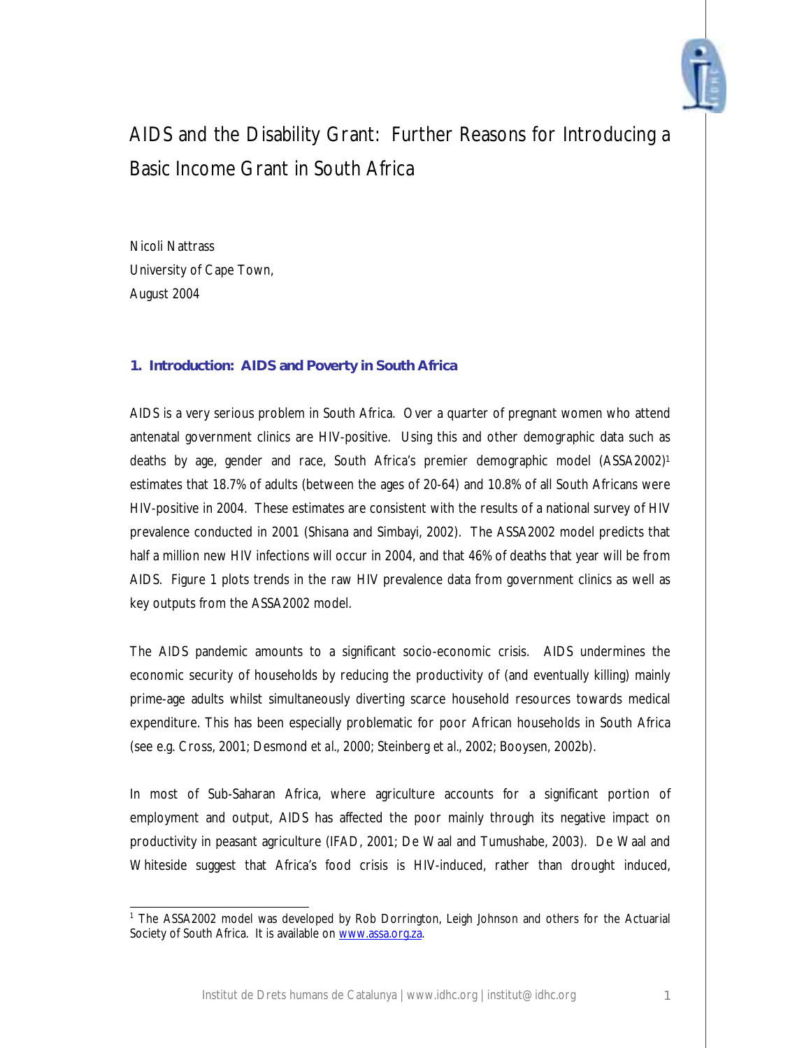# AIDS and the Disability Grant: Further Reasons for Introducing a Basic Income Grant in South Africa

Nicoli Nattrass
University of Cape Town,
August 2004

## 1. Introduction: AIDS and Poverty in South Africa

AIDS is a very serious problem in South Africa. Over a quarter of pregnant women who attend antenatal government clinics are HIV-positive. Using this and other demographic data such as deaths by age, gender and race, South Africa's premier demographic model (ASSA2002)[1] estimates that 18.7% of adults (between the ages of 20-64) and 10.8% of all South Africans were HIV-positive in 2004. These estimates are consistent with the results of a national survey of HIV prevalence conducted in 2001 (Shisana and Simbayi, 2002). The ASSA2002 model predicts that half a million new HIV infections will occur in 2004, and that 46% of deaths that year will be from AIDS. Figure 1 plots trends in the raw HIV prevalence data from government clinics as well as key outputs from the ASSA2002 model.

The AIDS pandemic amounts to a significant socio-economic crisis. AIDS undermines the economic security of households by reducing the productivity of (and eventually killing) mainly prime-age adults whilst simultaneously diverting scarce household resources towards medical expenditure. This has been especially problematic for poor African households in South Africa (see e.g. Cross, 2001; Desmond *et al.*, 2000; Steinberg *et al.*, 2002; Booysen, 2002b).

In most of Sub-Saharan Africa, where agriculture accounts for a significant portion of employment and output, AIDS has affected the poor mainly through its negative impact on productivity in peasant agriculture (IFAD, 2001; De Waal and Tumushabe, 2003). De Waal and Whiteside suggest that Africa's food crisis is HIV-induced, rather than drought induced,

---

[1] The ASSA2002 model was developed by Rob Dorrington, Leigh Johnson and others for the Actuarial Society of South Africa. It is available on www.assa.org.za.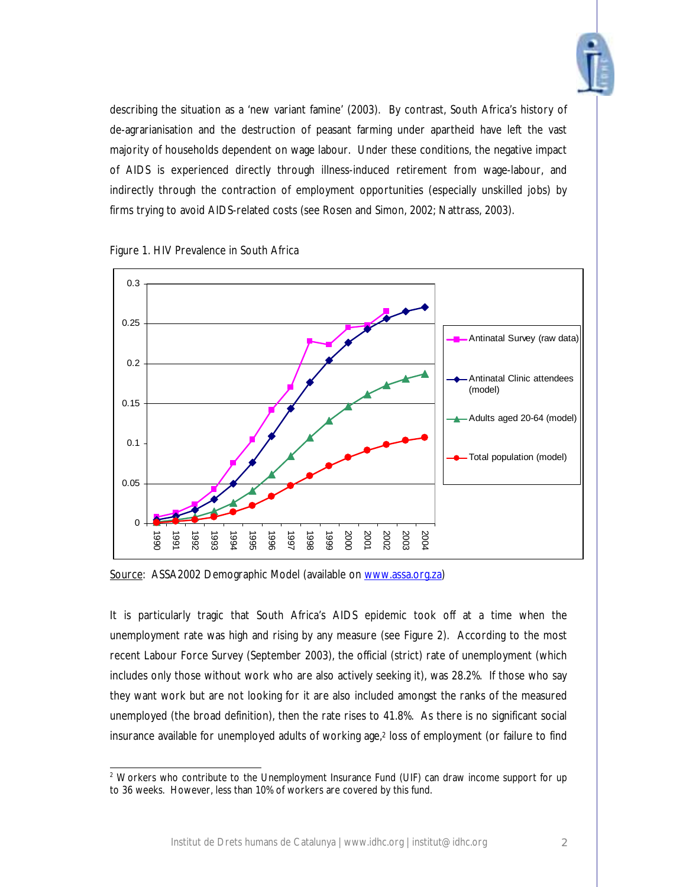describing the situation as a 'new variant famine' (2003). By contrast, South Africa's history of de-agrarianisation and the destruction of peasant farming under apartheid have left the vast majority of households dependent on wage labour. Under these conditions, the negative impact of AIDS is experienced directly through illness-induced retirement from wage-labour, and indirectly through the contraction of employment opportunities (especially unskilled jobs) by firms trying to avoid AIDS-related costs (see Rosen and Simon, 2002; Nattrass, 2003).

Figure 1. HIV Prevalence in South Africa

Source: ASSA2002 Demographic Model (available on www.assa.org.za)

It is particularly tragic that South Africa's AIDS epidemic took off at a time when the unemployment rate was high and rising by any measure (see Figure 2). According to the most recent Labour Force Survey (September 2003), the official (strict) rate of unemployment (which includes only those without work who are also actively seeking it), was 28.2%. If those who say they want work but are not looking for it are also included amongst the ranks of the measured unemployed (the broad definition), then the rate rises to 41.8%. As there is no significant social insurance available for unemployed adults of working age,[2] loss of employment (or failure to find

[2] Workers who contribute to the Unemployment Insurance Fund (UIF) can draw income support for up to 36 weeks. However, less than 10% of workers are covered by this fund.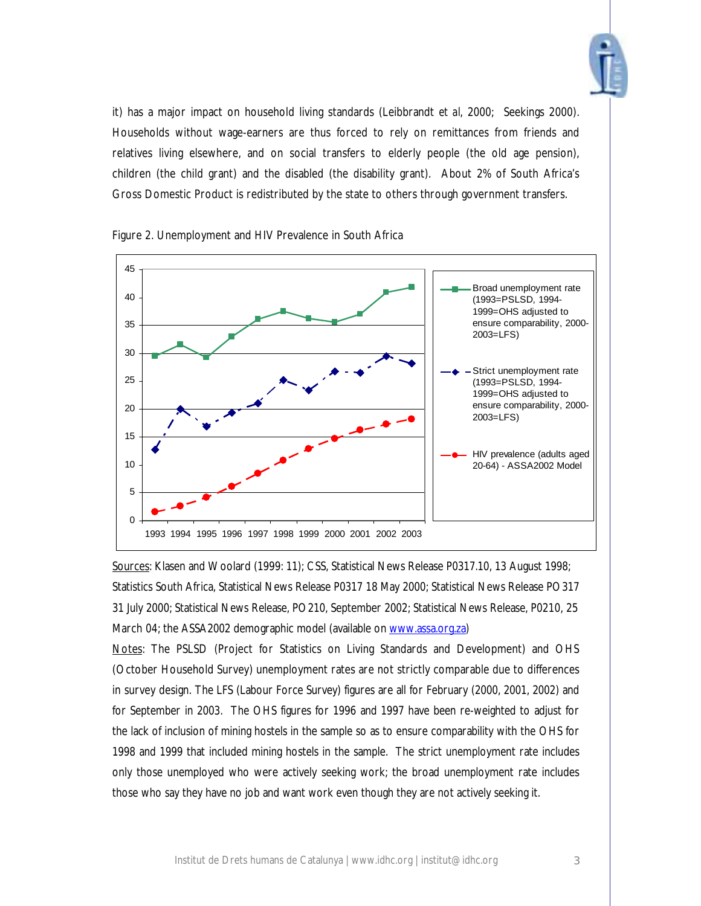it) has a major impact on household living standards (Leibbrandt et al, 2000; Seekings 2000). Households without wage-earners are thus forced to rely on remittances from friends and relatives living elsewhere, and on social transfers to elderly people (the old age pension), children (the child grant) and the disabled (the disability grant). About 2% of South Africa's Gross Domestic Product is redistributed by the state to others through government transfers.

Figure 2. Unemployment and HIV Prevalence in South Africa

Sources: Klasen and Woolard (1999: 11); CSS, Statistical News Release P0317.10, 13 August 1998; Statistics South Africa, Statistical News Release P0317 18 May 2000; Statistical News Release PO 317 31 July 2000; Statistical News Release, PO 210, September 2002; Statistical News Release, P0210, 25 March 04; the ASSA2002 demographic model (available on www.assa.org.za)

Notes: The PSLSD (Project for Statistics on Living Standards and Development) and OHS (October Household Survey) unemployment rates are not strictly comparable due to differences in survey design. The LFS (Labour Force Survey) figures are all for February (2000, 2001, 2002) and for September in 2003. The OHS figures for 1996 and 1997 have been re-weighted to adjust for the lack of inclusion of mining hostels in the sample so as to ensure comparability with the OHS for 1998 and 1999 that included mining hostels in the sample. The strict unemployment rate includes only those unemployed who were actively seeking work; the broad unemployment rate includes those who say they have no job and want work even though they are not actively seeking it.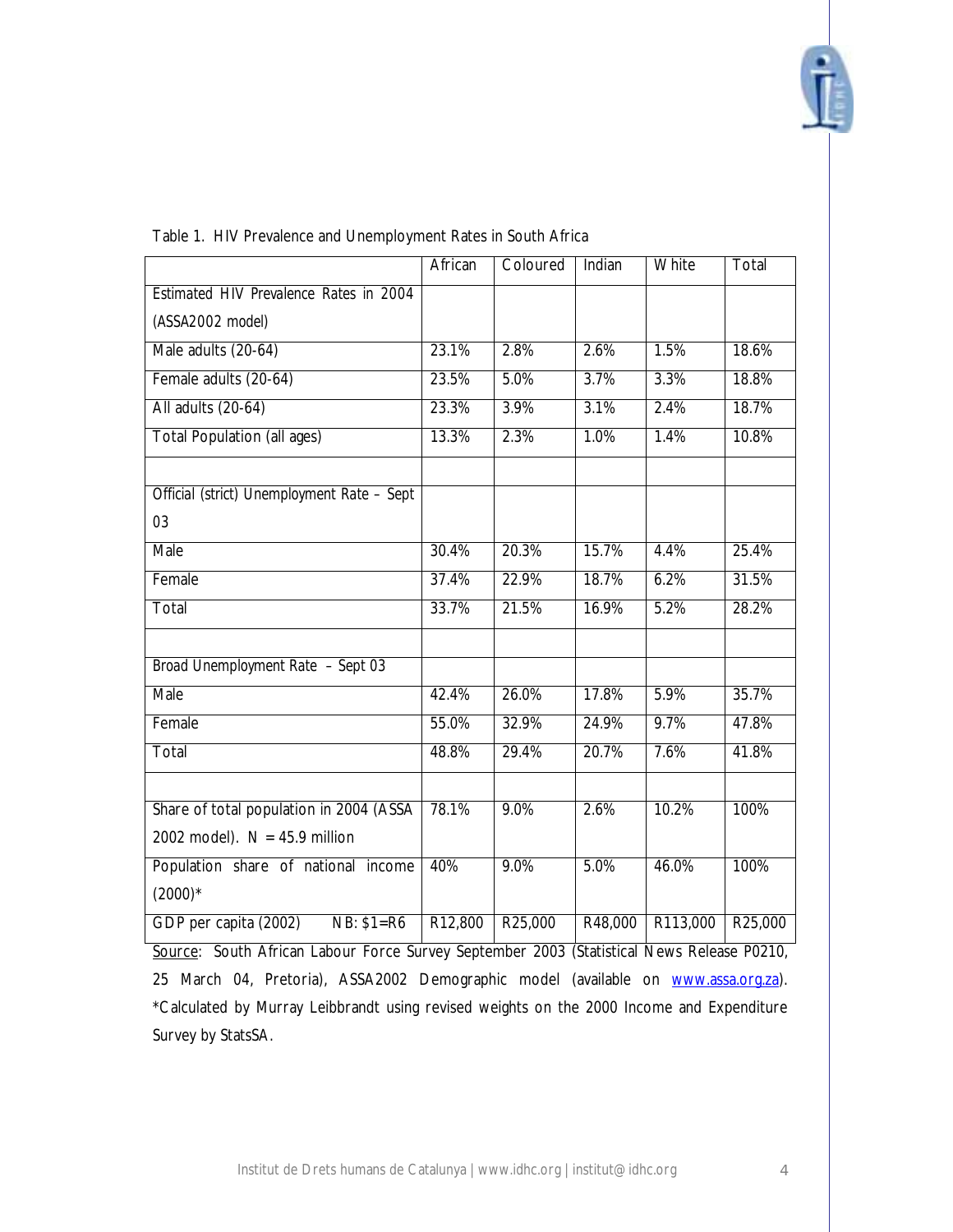Table 1. HIV Prevalence and Unemployment Rates in South Africa

| | African | Coloured | Indian | White | Total |
|---|---|---|---|---|---|
| Estimated HIV Prevalence Rates in 2004 (ASSA2002 model) | | | | | |
| Male adults (20-64) | 23.1% | 2.8% | 2.6% | 1.5% | 18.6% |
| Female adults (20-64) | 23.5% | 5.0% | 3.7% | 3.3% | 18.8% |
| All adults (20-64) | 23.3% | 3.9% | 3.1% | 2.4% | 18.7% |
| Total Population (all ages) | 13.3% | 2.3% | 1.0% | 1.4% | 10.8% |
| | | | | | |
| Official (strict) Unemployment Rate – Sept 03 | | | | | |
| Male | 30.4% | 20.3% | 15.7% | 4.4% | 25.4% |
| Female | 37.4% | 22.9% | 18.7% | 6.2% | 31.5% |
| Total | 33.7% | 21.5% | 16.9% | 5.2% | 28.2% |
| | | | | | |
| Broad Unemployment Rate – Sept 03 | | | | | |
| Male | 42.4% | 26.0% | 17.8% | 5.9% | 35.7% |
| Female | 55.0% | 32.9% | 24.9% | 9.7% | 47.8% |
| Total | 48.8% | 29.4% | 20.7% | 7.6% | 41.8% |
| | | | | | |
| Share of total population in 2004 (ASSA 2002 model). N = 45.9 million | 78.1% | 9.0% | 2.6% | 10.2% | 100% |
| Population share of national income (2000)* | 40% | 9.0% | 5.0% | 46.0% | 100% |
| GDP per capita (2002) NB: $1=R6 | R12,800 | R25,000 | R48,000 | R113,000 | R25,000 |

Source: South African Labour Force Survey September 2003 (Statistical News Release P0210, 25 March 04, Pretoria), ASSA2002 Demographic model (available on www.assa.org.za). *Calculated by Murray Leibbrandt using revised weights on the 2000 Income and Expenditure Survey by StatsSA.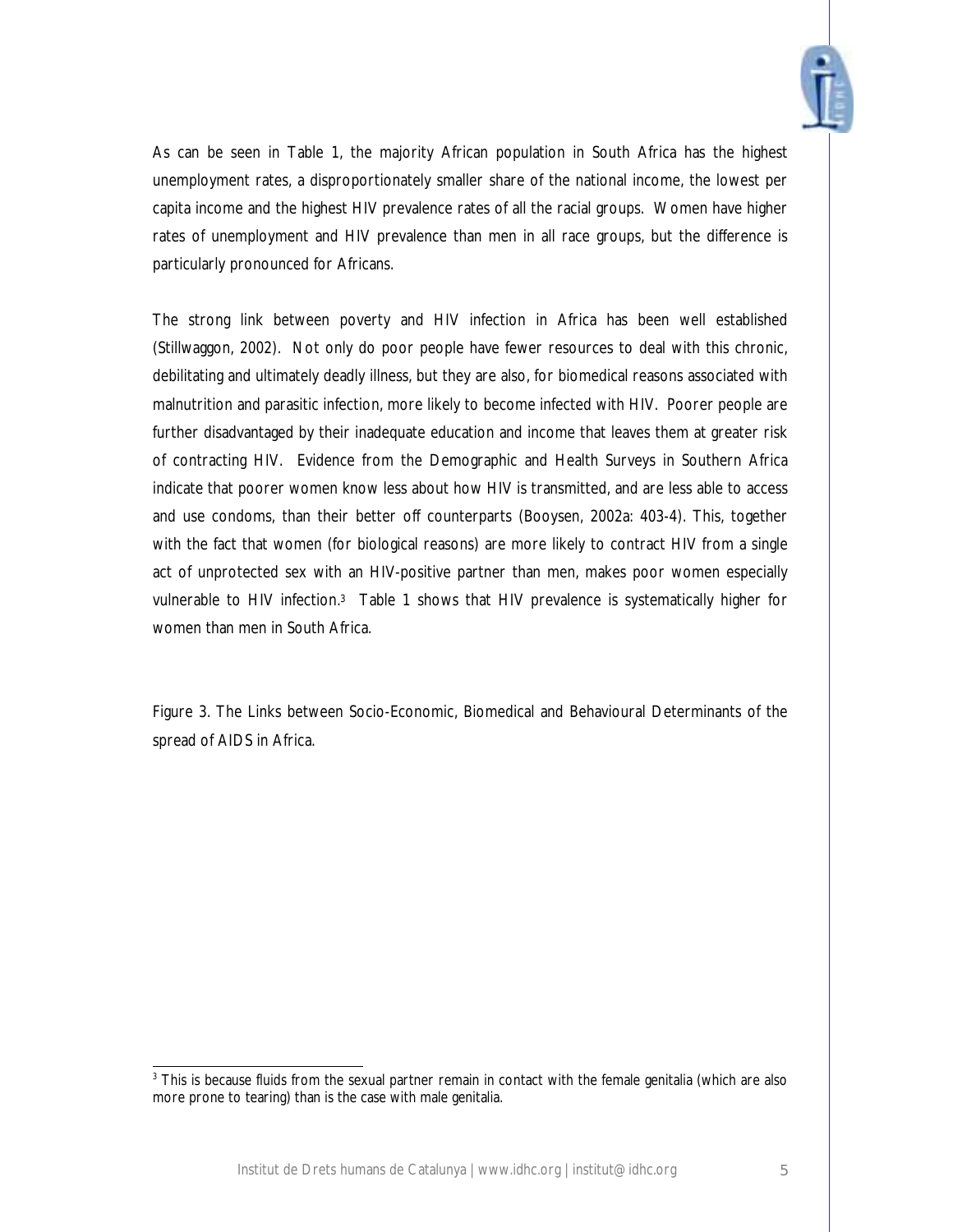As can be seen in Table 1, the majority African population in South Africa has the highest unemployment rates, a disproportionately smaller share of the national income, the lowest per capita income and the highest HIV prevalence rates of all the racial groups. Women have higher rates of unemployment and HIV prevalence than men in all race groups, but the difference is particularly pronounced for Africans.

The strong link between poverty and HIV infection in Africa has been well established (Stillwaggon, 2002). Not only do poor people have fewer resources to deal with this chronic, debilitating and ultimately deadly illness, but they are also, for biomedical reasons associated with malnutrition and parasitic infection, more likely to become infected with HIV. Poorer people are further disadvantaged by their inadequate education and income that leaves them at greater risk of contracting HIV. Evidence from the Demographic and Health Surveys in Southern Africa indicate that poorer women know less about how HIV is transmitted, and are less able to access and use condoms, than their better off counterparts (Booysen, 2002a: 403-4). This, together with the fact that women (for biological reasons) are more likely to contract HIV from a single act of unprotected sex with an HIV-positive partner than men, makes poor women especially vulnerable to HIV infection.[3] Table 1 shows that HIV prevalence is systematically higher for women than men in South Africa.

Figure 3. The Links between Socio-Economic, Biomedical and Behavioural Determinants of the spread of AIDS in Africa.

[3] This is because fluids from the sexual partner remain in contact with the female genitalia (which are also more prone to tearing) than is the case with male genitalia.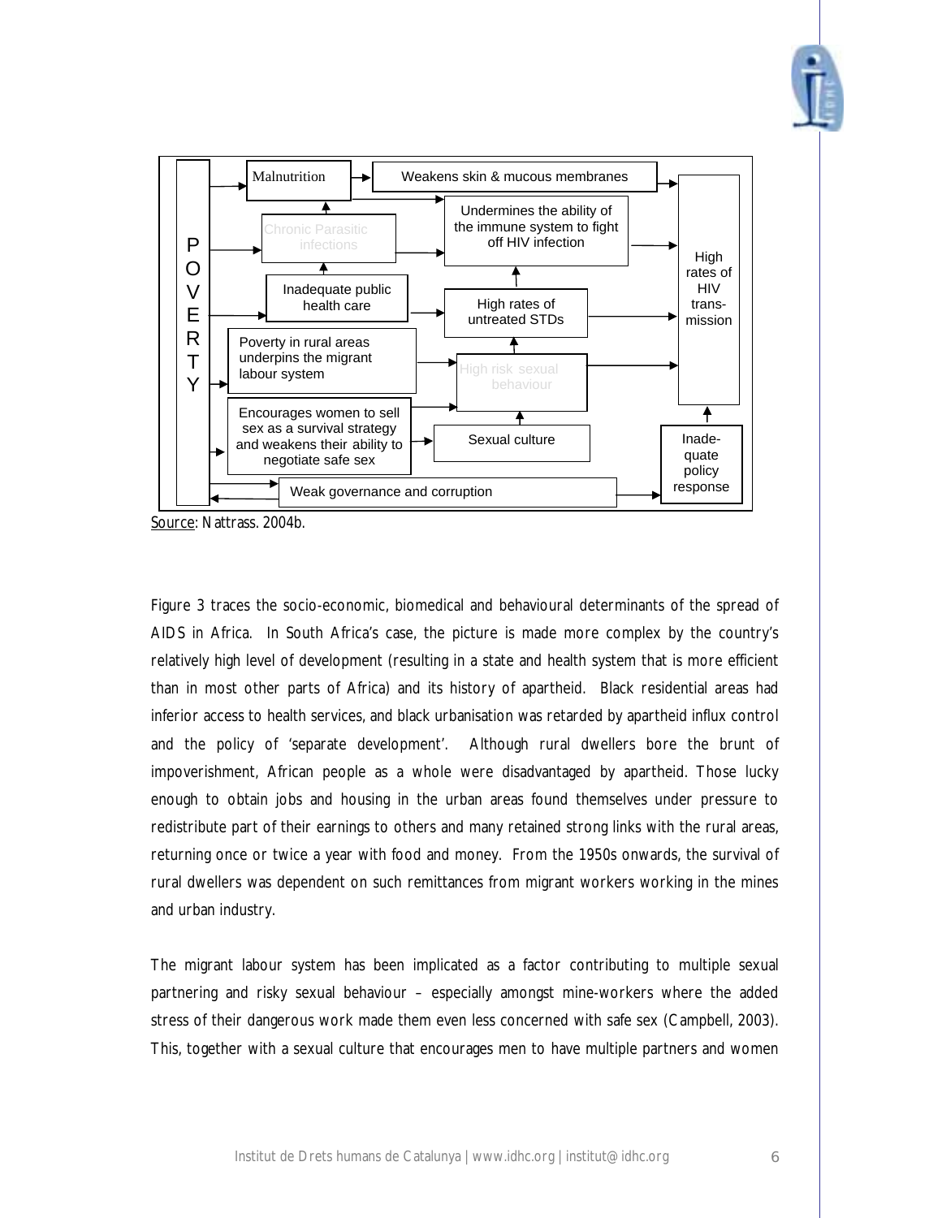POVERTY

- Malnutrition
- Weakens skin & mucous membranes
- Chronic Parasitic infections
- Undermines the ability of the immune system to fight off HIV infection
- Inadequate public health care
- High rates of untreated STDs
- Poverty in rural areas underpins the migrant labour system
- High risk sexual behaviour
- Encourages women to sell sex as a survival strategy and weakens their ability to negotiate safe sex
- Sexual culture
- Weak governance and corruption
- High rates of HIV trans-mission
- Inade-quate policy response

Source: Nattrass. 2004b.

Figure 3 traces the socio-economic, biomedical and behavioural determinants of the spread of AIDS in Africa. In South Africa's case, the picture is made more complex by the country's relatively high level of development (resulting in a state and health system that is more efficient than in most other parts of Africa) and its history of apartheid. Black residential areas had inferior access to health services, and black urbanisation was retarded by apartheid influx control and the policy of 'separate development'. Although rural dwellers bore the brunt of impoverishment, African people as a whole were disadvantaged by apartheid. Those lucky enough to obtain jobs and housing in the urban areas found themselves under pressure to redistribute part of their earnings to others and many retained strong links with the rural areas, returning once or twice a year with food and money. From the 1950s onwards, the survival of rural dwellers was dependent on such remittances from migrant workers working in the mines and urban industry.

The migrant labour system has been implicated as a factor contributing to multiple sexual partnering and risky sexual behaviour – especially amongst mine-workers where the added stress of their dangerous work made them even less concerned with safe sex (Campbell, 2003). This, together with a sexual culture that encourages men to have multiple partners and women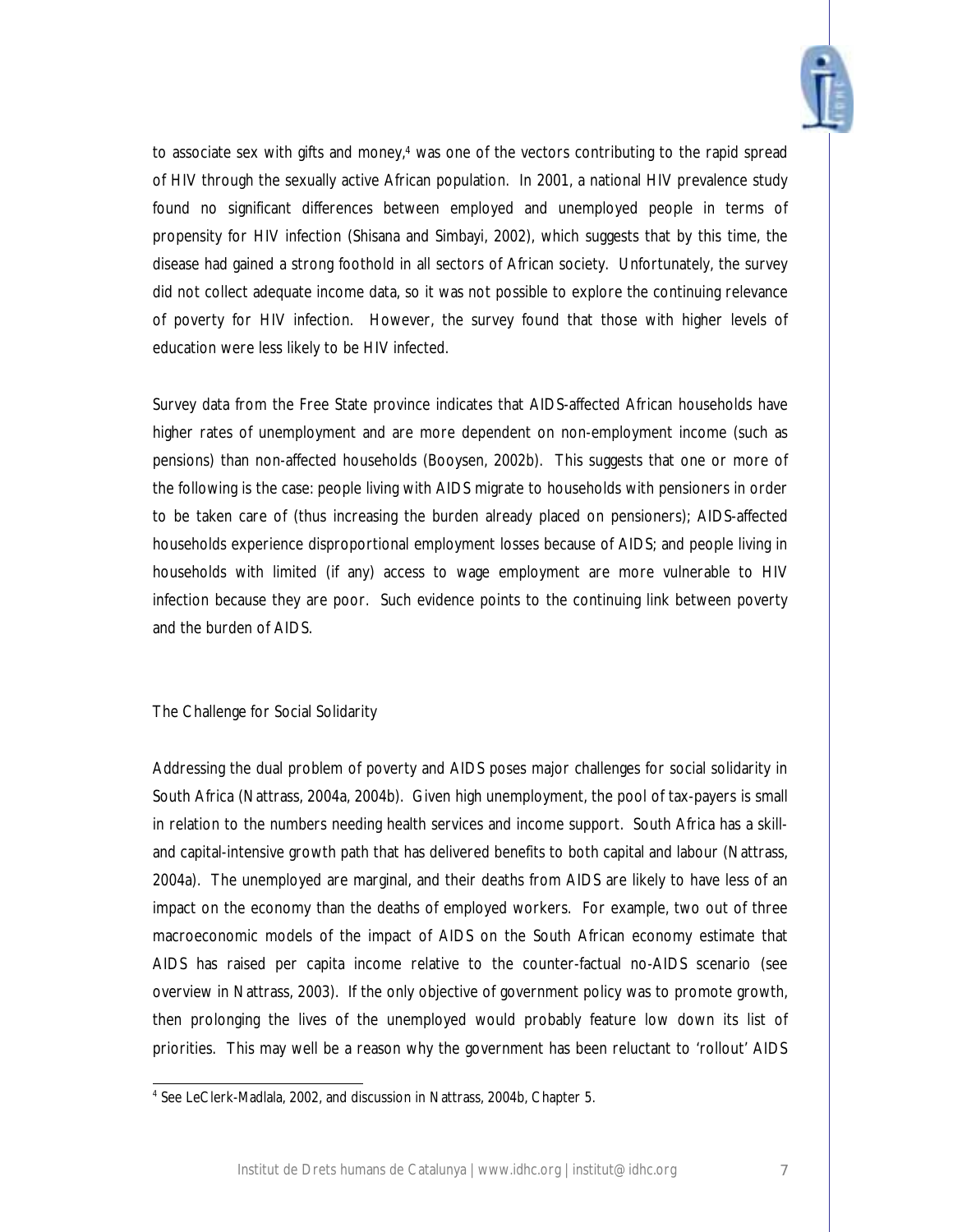to associate sex with gifts and money,[4] was one of the vectors contributing to the rapid spread of HIV through the sexually active African population. In 2001, a national HIV prevalence study found no significant differences between employed and unemployed people in terms of propensity for HIV infection (Shisana and Simbayi, 2002), which suggests that by this time, the disease had gained a strong foothold in all sectors of African society. Unfortunately, the survey did not collect adequate income data, so it was not possible to explore the continuing relevance of poverty for HIV infection. However, the survey found that those with higher levels of education were less likely to be HIV infected.

Survey data from the Free State province indicates that AIDS-affected African households have higher rates of unemployment and are more dependent on non-employment income (such as pensions) than non-affected households (Booysen, 2002b). This suggests that one or more of the following is the case: people living with AIDS migrate to households with pensioners in order to be taken care of (thus increasing the burden already placed on pensioners); AIDS-affected households experience disproportional employment losses because of AIDS; and people living in households with limited (if any) access to wage employment are more vulnerable to HIV infection because they are poor. Such evidence points to the continuing link between poverty and the burden of AIDS.

## The Challenge for Social Solidarity

Addressing the dual problem of poverty and AIDS poses major challenges for social solidarity in South Africa (Nattrass, 2004a, 2004b). Given high unemployment, the pool of tax-payers is small in relation to the numbers needing health services and income support. South Africa has a skill- and capital-intensive growth path that has delivered benefits to both capital and labour (Nattrass, 2004a). The unemployed are marginal, and their deaths from AIDS are likely to have less of an impact on the economy than the deaths of employed workers. For example, two out of three macroeconomic models of the impact of AIDS on the South African economy estimate that AIDS has raised per capita income relative to the counter-factual no-AIDS scenario (see overview in Nattrass, 2003). If the only objective of government policy was to promote growth, then prolonging the lives of the unemployed would probably feature low down its list of priorities. This may well be a reason why the government has been reluctant to 'rollout' AIDS

[4] See LeClerk-Madlala, 2002, and discussion in Nattrass, 2004b, Chapter 5.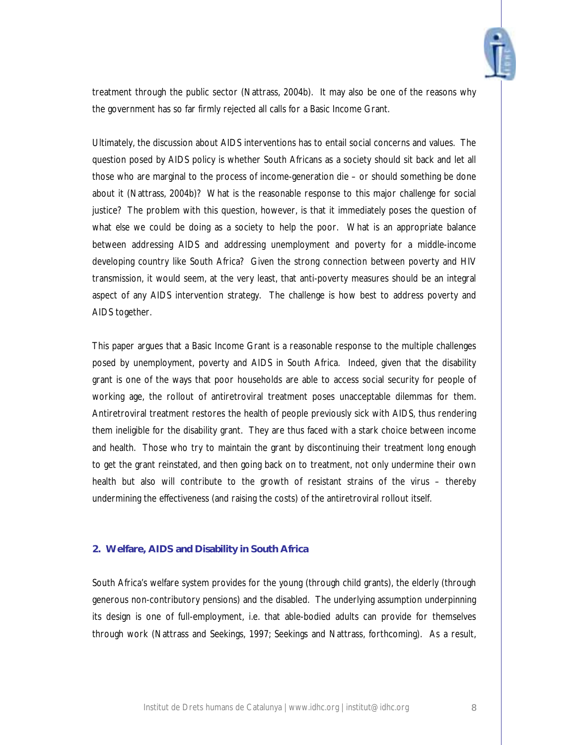treatment through the public sector (Nattrass, 2004b). It may also be one of the reasons why the government has so far firmly rejected all calls for a Basic Income Grant.

Ultimately, the discussion about AIDS interventions has to entail social concerns and values. The question posed by AIDS policy is whether South Africans as a society should sit back and let all those who are marginal to the process of income-generation die – or should something be done about it (Nattrass, 2004b)? What is the reasonable response to this major challenge for social justice? The problem with this question, however, is that it immediately poses the question of what else we could be doing as a society to help the poor. What is an appropriate balance between addressing AIDS and addressing unemployment and poverty for a middle-income developing country like South Africa? Given the strong connection between poverty and HIV transmission, it would seem, at the very least, that anti-poverty measures should be an integral aspect of any AIDS intervention strategy. The challenge is how best to address poverty and AIDS together.

This paper argues that a Basic Income Grant is a reasonable response to the multiple challenges posed by unemployment, poverty and AIDS in South Africa. Indeed, given that the disability grant is one of the ways that poor households are able to access social security for people of working age, the rollout of antiretroviral treatment poses unacceptable dilemmas for them. Antiretroviral treatment restores the health of people previously sick with AIDS, thus rendering them ineligible for the disability grant. They are thus faced with a stark choice between income and health. Those who try to maintain the grant by discontinuing their treatment long enough to get the grant reinstated, and then going back on to treatment, not only undermine their own health but also will contribute to the growth of resistant strains of the virus – thereby undermining the effectiveness (and raising the costs) of the antiretroviral rollout itself.

## 2. Welfare, AIDS and Disability in South Africa

South Africa's welfare system provides for the young (through child grants), the elderly (through generous non-contributory pensions) and the disabled. The underlying assumption underpinning its design is one of full-employment, i.e. that able-bodied adults can provide for themselves through work (Nattrass and Seekings, 1997; Seekings and Nattrass, forthcoming). As a result,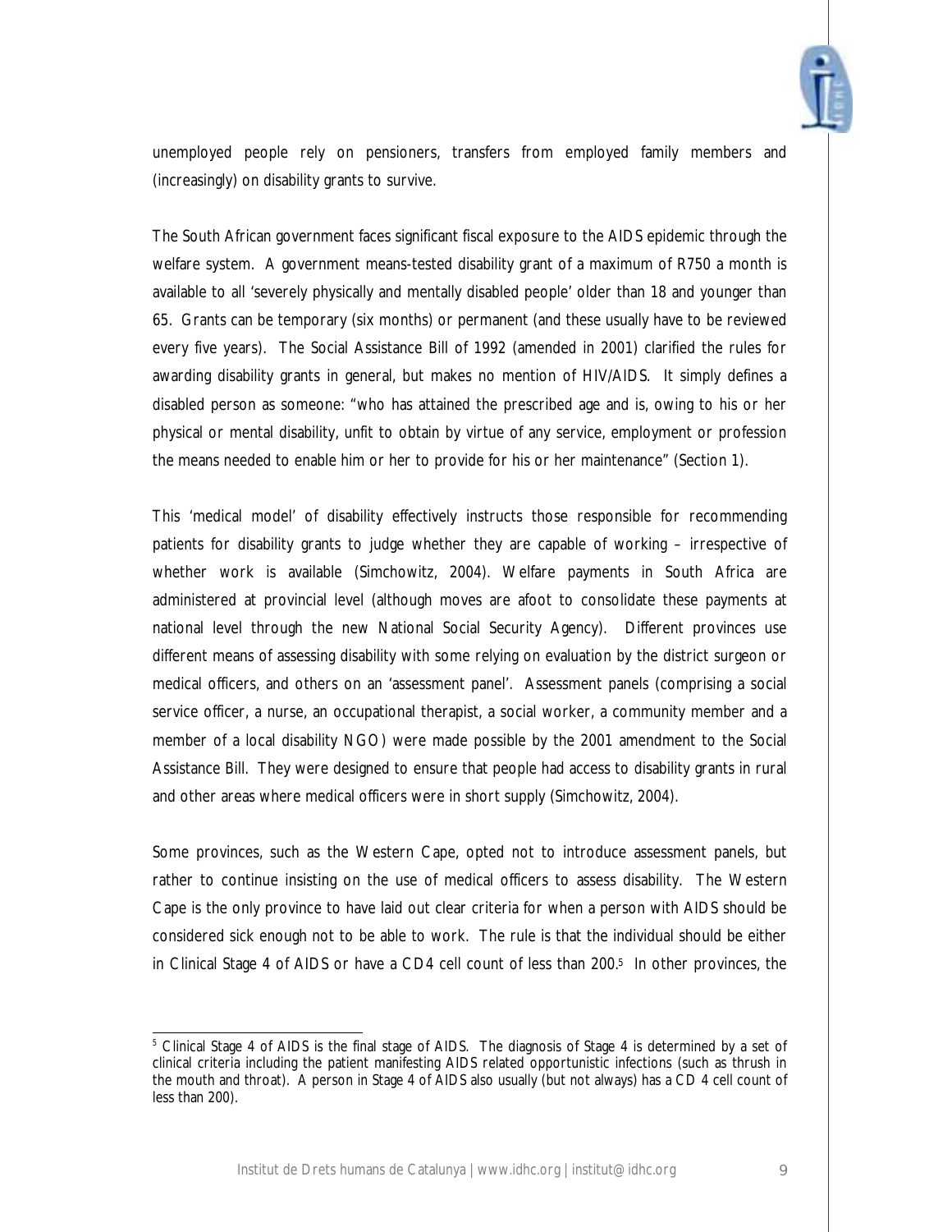unemployed people rely on pensioners, transfers from employed family members and (increasingly) on disability grants to survive.

The South African government faces significant fiscal exposure to the AIDS epidemic through the welfare system. A government means-tested disability grant of a maximum of R750 a month is available to all 'severely physically and mentally disabled people' older than 18 and younger than 65. Grants can be temporary (six months) or permanent (and these usually have to be reviewed every five years). The Social Assistance Bill of 1992 (amended in 2001) clarified the rules for awarding disability grants in general, but makes no mention of HIV/AIDS. It simply defines a disabled person as someone: "who has attained the prescribed age and is, owing to his or her physical or mental disability, unfit to obtain by virtue of any service, employment or profession the means needed to enable him or her to provide for his or her maintenance" (Section 1).

This 'medical model' of disability effectively instructs those responsible for recommending patients for disability grants to judge whether they are capable of working – irrespective of whether work is available (Simchowitz, 2004). Welfare payments in South Africa are administered at provincial level (although moves are afoot to consolidate these payments at national level through the new National Social Security Agency). Different provinces use different means of assessing disability with some relying on evaluation by the district surgeon or medical officers, and others on an 'assessment panel'. Assessment panels (comprising a social service officer, a nurse, an occupational therapist, a social worker, a community member and a member of a local disability NGO) were made possible by the 2001 amendment to the Social Assistance Bill. They were designed to ensure that people had access to disability grants in rural and other areas where medical officers were in short supply (Simchowitz, 2004).

Some provinces, such as the Western Cape, opted not to introduce assessment panels, but rather to continue insisting on the use of medical officers to assess disability. The Western Cape is the only province to have laid out clear criteria for when a person with AIDS should be considered sick enough not to be able to work. The rule is that the individual should be either in Clinical Stage 4 of AIDS or have a CD4 cell count of less than 200.[5] In other provinces, the

[5] Clinical Stage 4 of AIDS is the final stage of AIDS. The diagnosis of Stage 4 is determined by a set of clinical criteria including the patient manifesting AIDS related opportunistic infections (such as thrush in the mouth and throat). A person in Stage 4 of AIDS also usually (but not always) has a CD 4 cell count of less than 200).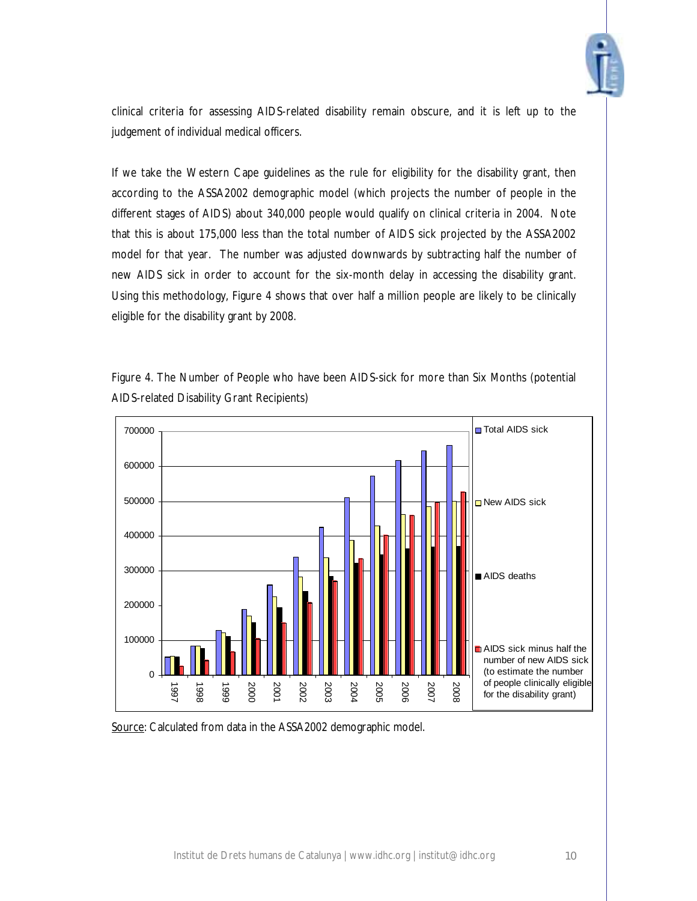clinical criteria for assessing AIDS-related disability remain obscure, and it is left up to the judgement of individual medical officers.

If we take the Western Cape guidelines as the rule for eligibility for the disability grant, then according to the ASSA2002 demographic model (which projects the number of people in the different stages of AIDS) about 340,000 people would qualify on clinical criteria in 2004. Note that this is about 175,000 less than the total number of AIDS sick projected by the ASSA2002 model for that year. The number was adjusted downwards by subtracting half the number of new AIDS sick in order to account for the six-month delay in accessing the disability grant. Using this methodology, Figure 4 shows that over half a million people are likely to be clinically eligible for the disability grant by 2008.

Figure 4. The Number of People who have been AIDS-sick for more than Six Months (potential AIDS-related Disability Grant Recipients)

Source: Calculated from data in the ASSA2002 demographic model.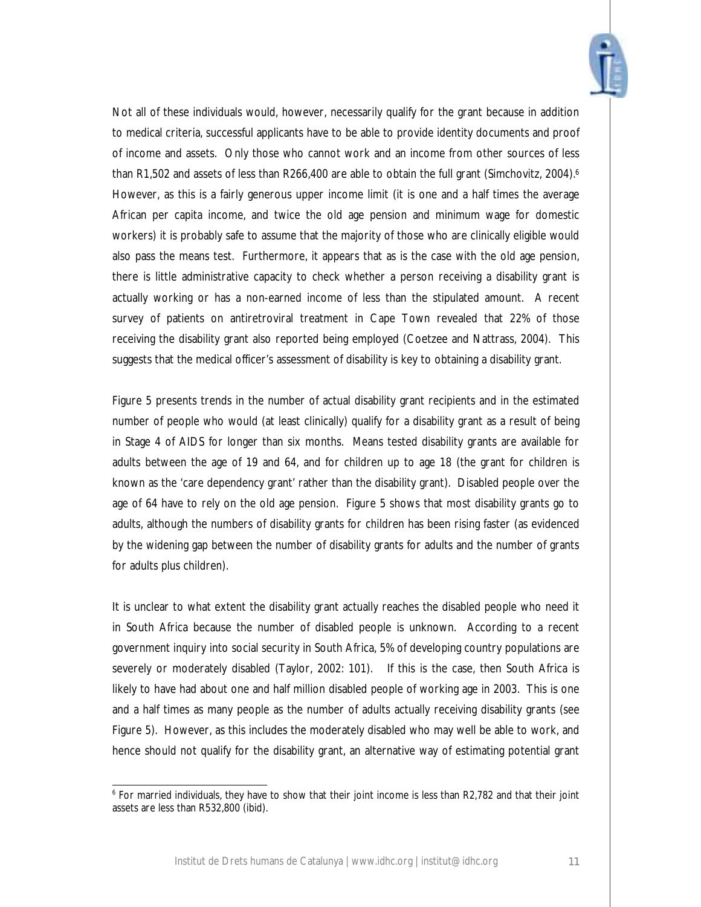Not all of these individuals would, however, necessarily qualify for the grant because in addition to medical criteria, successful applicants have to be able to provide identity documents and proof of income and assets. Only those who cannot work and an income from other sources of less than R1,502 and assets of less than R266,400 are able to obtain the full grant (Simchovitz, 2004).[6] However, as this is a fairly generous upper income limit (it is one and a half times the average African per capita income, and twice the old age pension and minimum wage for domestic workers) it is probably safe to assume that the majority of those who are clinically eligible would also pass the means test. Furthermore, it appears that as is the case with the old age pension, there is little administrative capacity to check whether a person receiving a disability grant is actually working or has a non-earned income of less than the stipulated amount. A recent survey of patients on antiretroviral treatment in Cape Town revealed that 22% of those receiving the disability grant also reported being employed (Coetzee and Nattrass, 2004). This suggests that the medical officer's assessment of disability is key to obtaining a disability grant.

Figure 5 presents trends in the number of actual disability grant recipients and in the estimated number of people who would (at least clinically) qualify for a disability grant as a result of being in Stage 4 of AIDS for longer than six months. Means tested disability grants are available for adults between the age of 19 and 64, and for children up to age 18 (the grant for children is known as the 'care dependency grant' rather than the disability grant). Disabled people over the age of 64 have to rely on the old age pension. Figure 5 shows that most disability grants go to adults, although the numbers of disability grants for children has been rising faster (as evidenced by the widening gap between the number of disability grants for adults and the number of grants for adults plus children).

It is unclear to what extent the disability grant actually reaches the disabled people who need it in South Africa because the number of disabled people is unknown. According to a recent government inquiry into social security in South Africa, 5% of developing country populations are severely or moderately disabled (Taylor, 2002: 101). If this is the case, then South Africa is likely to have had about one and half million disabled people of working age in 2003. This is one and a half times as many people as the number of adults actually receiving disability grants (see Figure 5). However, as this includes the moderately disabled who may well be able to work, and hence should not qualify for the disability grant, an alternative way of estimating potential grant

[6] For married individuals, they have to show that their joint income is less than R2,782 and that their joint assets are less than R532,800 (ibid).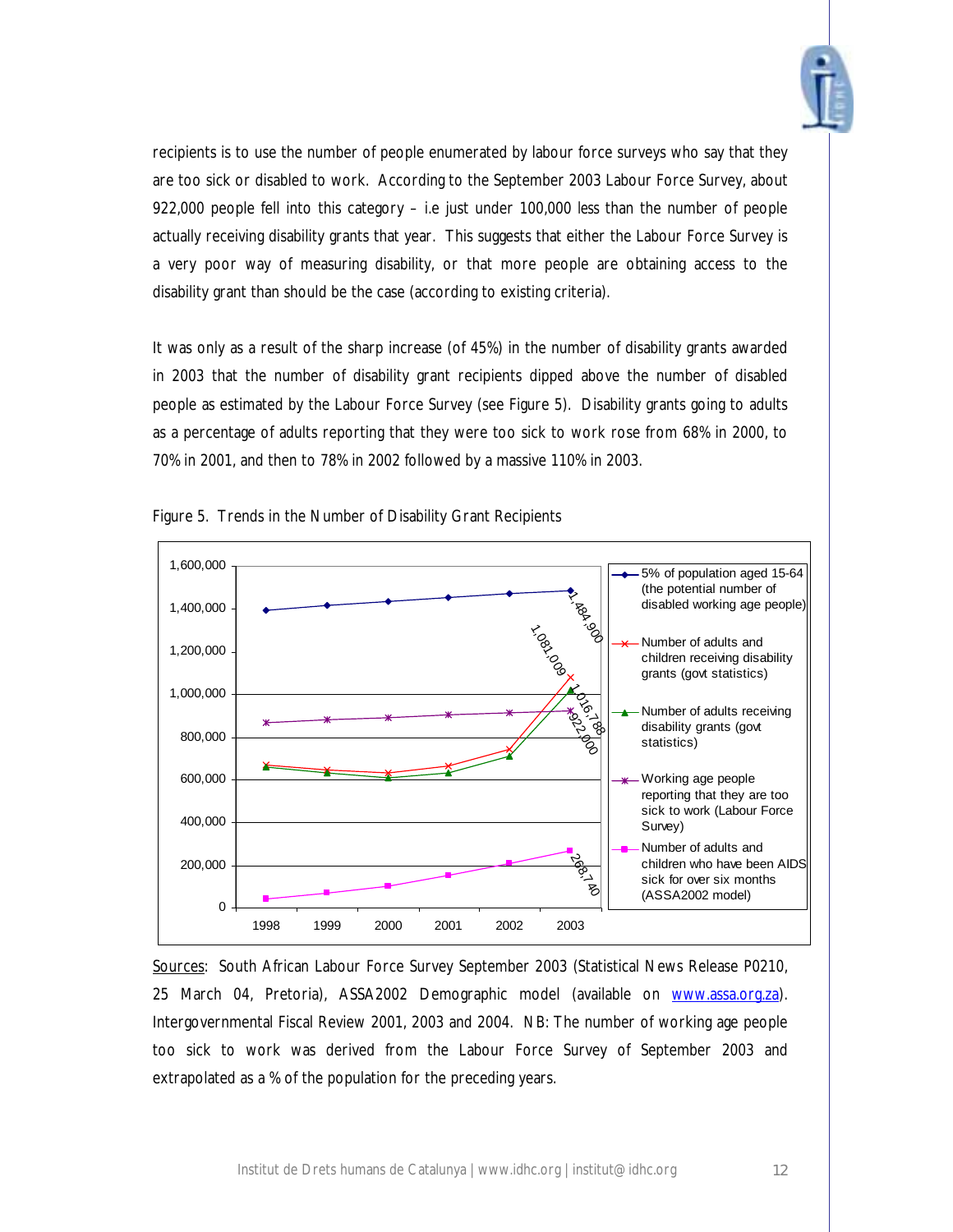recipients is to use the number of people enumerated by labour force surveys who say that they are too sick or disabled to work. According to the September 2003 Labour Force Survey, about 922,000 people fell into this category – i.e just under 100,000 less than the number of people actually receiving disability grants that year. This suggests that either the Labour Force Survey is a very poor way of measuring disability, or that more people are obtaining access to the disability grant than should be the case (according to existing criteria).

It was only as a result of the sharp increase (of 45%) in the number of disability grants awarded in 2003 that the number of disability grant recipients dipped above the number of disabled people as estimated by the Labour Force Survey (see Figure 5). Disability grants going to adults as a percentage of adults reporting that they were too sick to work rose from 68% in 2000, to 70% in 2001, and then to 78% in 2002 followed by a massive 110% in 2003.

Figure 5. Trends in the Number of Disability Grant Recipients

Sources: South African Labour Force Survey September 2003 (Statistical News Release P0210, 25 March 04, Pretoria), ASSA2002 Demographic model (available on www.assa.org.za). Intergovernmental Fiscal Review 2001, 2003 and 2004. NB: The number of working age people too sick to work was derived from the Labour Force Survey of September 2003 and extrapolated as a % of the population for the preceding years.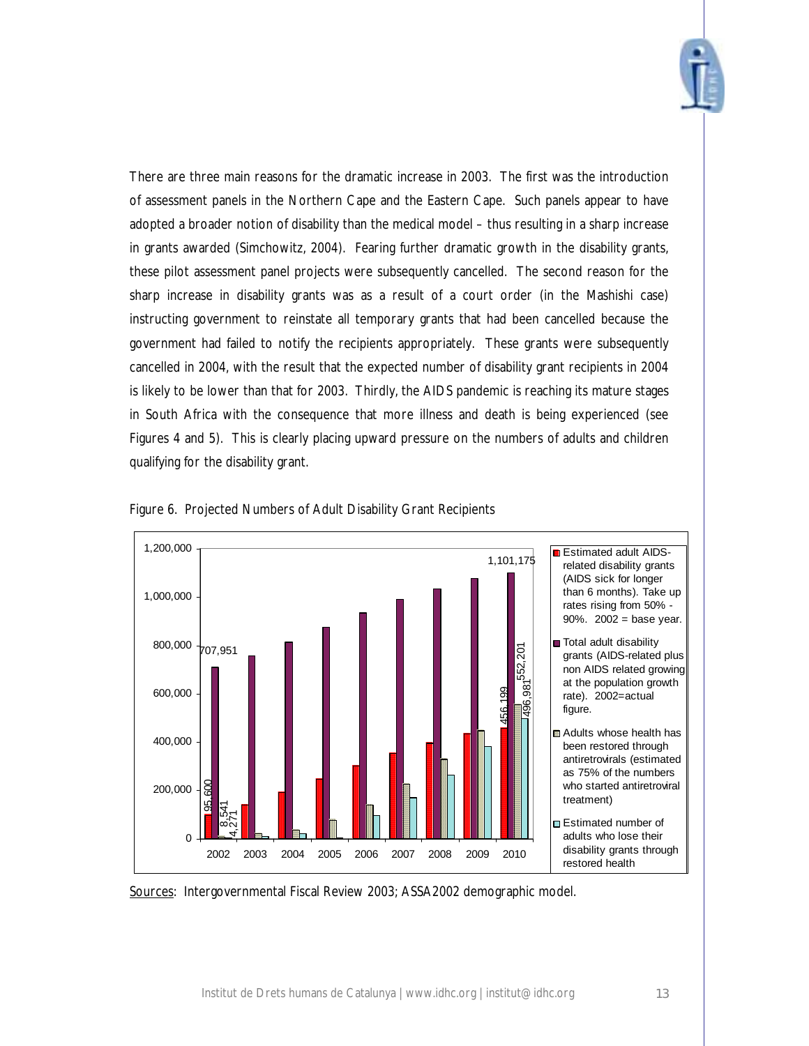There are three main reasons for the dramatic increase in 2003. The first was the introduction of assessment panels in the Northern Cape and the Eastern Cape. Such panels appear to have adopted a broader notion of disability than the medical model – thus resulting in a sharp increase in grants awarded (Simchowitz, 2004). Fearing further dramatic growth in the disability grants, these pilot assessment panel projects were subsequently cancelled. The second reason for the sharp increase in disability grants was as a result of a court order (in the Mashishi case) instructing government to reinstate all temporary grants that had been cancelled because the government had failed to notify the recipients appropriately. These grants were subsequently cancelled in 2004, with the result that the expected number of disability grant recipients in 2004 is likely to be lower than that for 2003. Thirdly, the AIDS pandemic is reaching its mature stages in South Africa with the consequence that more illness and death is being experienced (see Figures 4 and 5). This is clearly placing upward pressure on the numbers of adults and children qualifying for the disability grant.

Figure 6. Projected Numbers of Adult Disability Grant Recipients

Sources: Intergovernmental Fiscal Review 2003; ASSA2002 demographic model.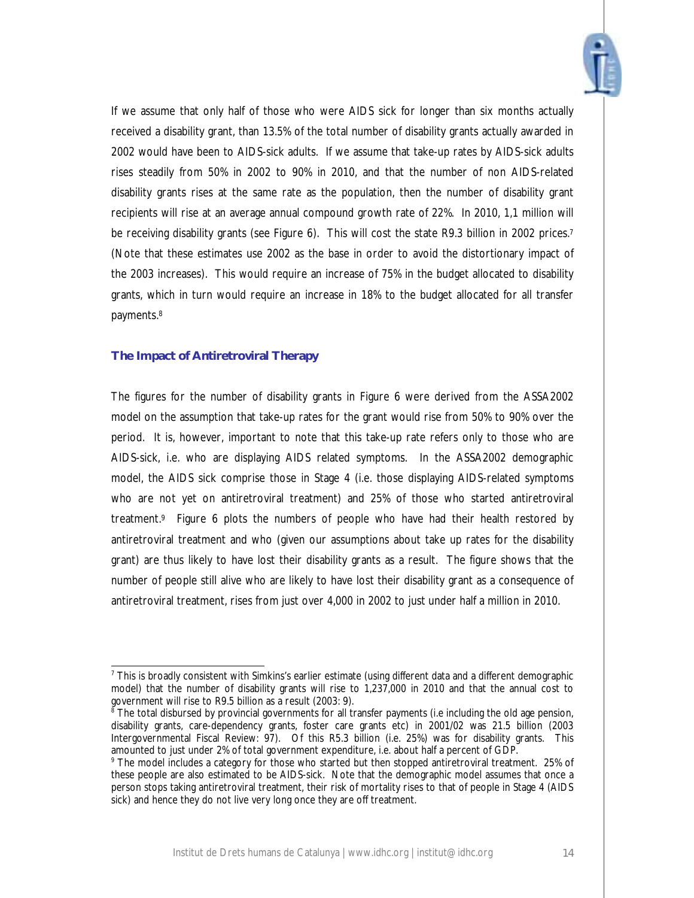If we assume that only half of those who were AIDS sick for longer than six months actually received a disability grant, than 13.5% of the total number of disability grants actually awarded in 2002 would have been to AIDS-sick adults. If we assume that take-up rates by AIDS-sick adults rises steadily from 50% in 2002 to 90% in 2010, and that the number of non AIDS-related disability grants rises at the same rate as the population, then the number of disability grant recipients will rise at an average annual compound growth rate of 22%. In 2010, 1,1 million will be receiving disability grants (see Figure 6). This will cost the state R9.3 billion in 2002 prices.[7] (Note that these estimates use 2002 as the base in order to avoid the distortionary impact of the 2003 increases). This would require an increase of 75% in the budget allocated to disability grants, which in turn would require an increase in 18% to the budget allocated for all transfer payments.[8]

## The Impact of Antiretroviral Therapy

The figures for the number of disability grants in Figure 6 were derived from the ASSA2002 model on the assumption that take-up rates for the grant would rise from 50% to 90% over the period. It is, however, important to note that this take-up rate refers only to those who are AIDS-sick, i.e. who are displaying AIDS related symptoms. In the ASSA2002 demographic model, the AIDS sick comprise those in Stage 4 (i.e. those displaying AIDS-related symptoms who are not yet on antiretroviral treatment) and 25% of those who started antiretroviral treatment.[9] Figure 6 plots the numbers of people who have had their health restored by antiretroviral treatment and who (given our assumptions about take up rates for the disability grant) are thus likely to have lost their disability grants as a result. The figure shows that the number of people still alive who are likely to have lost their disability grant as a consequence of antiretroviral treatment, rises from just over 4,000 in 2002 to just under half a million in 2010.

---

[7] This is broadly consistent with Simkins's earlier estimate (using different data and a different demographic model) that the number of disability grants will rise to 1,237,000 in 2010 and that the annual cost to government will rise to R9.5 billion as a result (2003: 9).

[8] The total disbursed by provincial governments for all transfer payments (i.e including the old age pension, disability grants, care-dependency grants, foster care grants etc) in 2001/02 was 21.5 billion (2003 Intergovernmental Fiscal Review: 97). Of this R5.3 billion (i.e. 25%) was for disability grants. This amounted to just under 2% of total government expenditure, i.e. about half a percent of GDP.

[9] The model includes a category for those who started but then stopped antiretroviral treatment. 25% of these people are also estimated to be AIDS-sick. Note that the demographic model assumes that once a person stops taking antiretroviral treatment, their risk of mortality rises to that of people in Stage 4 (AIDS sick) and hence they do not live very long once they are off treatment.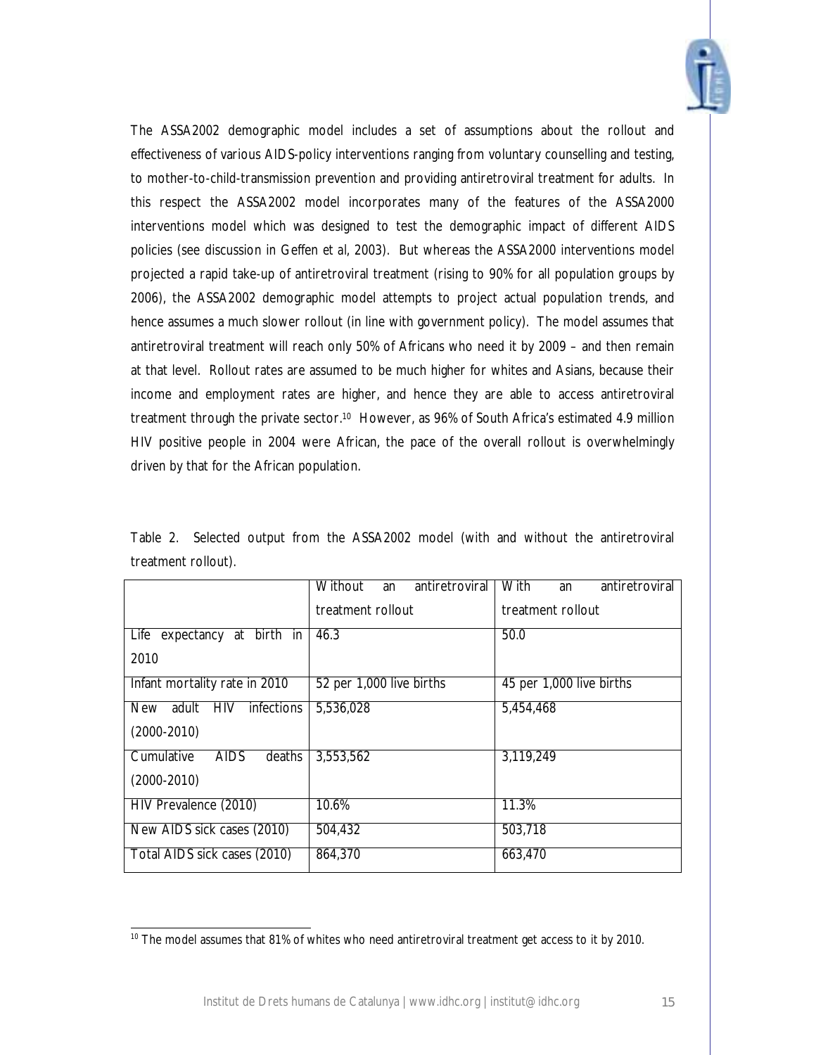The ASSA2002 demographic model includes a set of assumptions about the rollout and effectiveness of various AIDS-policy interventions ranging from voluntary counselling and testing, to mother-to-child-transmission prevention and providing antiretroviral treatment for adults. In this respect the ASSA2002 model incorporates many of the features of the ASSA2000 interventions model which was designed to test the demographic impact of different AIDS policies (see discussion in Geffen et al, 2003). But whereas the ASSA2000 interventions model projected a rapid take-up of antiretroviral treatment (rising to 90% for all population groups by 2006), the ASSA2002 demographic model attempts to project actual population trends, and hence assumes a much slower rollout (in line with government policy). The model assumes that antiretroviral treatment will reach only 50% of Africans who need it by 2009 – and then remain at that level. Rollout rates are assumed to be much higher for whites and Asians, because their income and employment rates are higher, and hence they are able to access antiretroviral treatment through the private sector.[10] However, as 96% of South Africa's estimated 4.9 million HIV positive people in 2004 were African, the pace of the overall rollout is overwhelmingly driven by that for the African population.

Table 2. Selected output from the ASSA2002 model (with and without the antiretroviral treatment rollout).

| | Without an antiretroviral treatment rollout | With an antiretroviral treatment rollout |
|---|---|---|
| Life expectancy at birth in 2010 | 46.3 | 50.0 |
| Infant mortality rate in 2010 | 52 per 1,000 live births | 45 per 1,000 live births |
| New adult HIV infections (2000-2010) | 5,536,028 | 5,454,468 |
| Cumulative AIDS deaths (2000-2010) | 3,553,562 | 3,119,249 |
| HIV Prevalence (2010) | 10.6% | 11.3% |
| New AIDS sick cases (2010) | 504,432 | 503,718 |
| Total AIDS sick cases (2010) | 864,370 | 663,470 |

[10] The model assumes that 81% of whites who need antiretroviral treatment get access to it by 2010.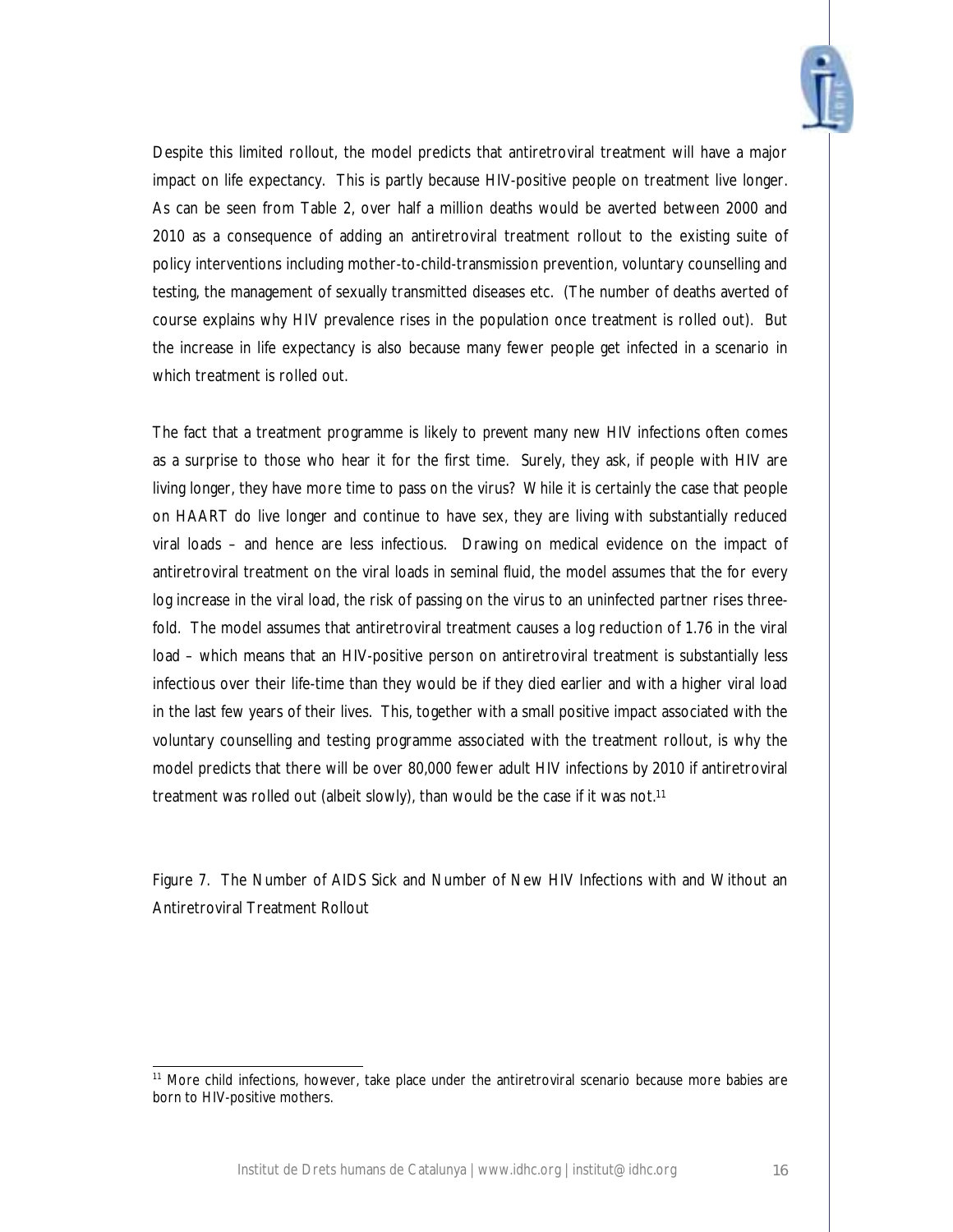Despite this limited rollout, the model predicts that antiretroviral treatment will have a major impact on life expectancy. This is partly because HIV-positive people on treatment live longer. As can be seen from Table 2, over half a million deaths would be averted between 2000 and 2010 as a consequence of adding an antiretroviral treatment rollout to the existing suite of policy interventions including mother-to-child-transmission prevention, voluntary counselling and testing, the management of sexually transmitted diseases etc. (The number of deaths averted of course explains why HIV prevalence rises in the population once treatment is rolled out). But the increase in life expectancy is also because many fewer people get infected in a scenario in which treatment is rolled out.

The fact that a treatment programme is likely to *prevent* many new HIV infections often comes as a surprise to those who hear it for the first time. Surely, they ask, if people with HIV are living longer, they have more time to pass on the virus? While it is certainly the case that people on HAART do live longer and continue to have sex, they are living with substantially reduced viral loads – and hence are less infectious. Drawing on medical evidence on the impact of antiretroviral treatment on the viral loads in seminal fluid, the model assumes that the for every log increase in the viral load, the risk of passing on the virus to an uninfected partner rises three-fold. The model assumes that antiretroviral treatment causes a log reduction of 1.76 in the viral load – which means that an HIV-positive person on antiretroviral treatment is substantially less infectious over their life-time than they would be if they died earlier and with a higher viral load in the last few years of their lives. This, together with a small positive impact associated with the voluntary counselling and testing programme associated with the treatment rollout, is why the model predicts that there will be over 80,000 fewer adult HIV infections by 2010 if antiretroviral treatment was rolled out (albeit slowly), than would be the case if it was not.[11]

Figure 7. The Number of AIDS Sick and Number of New HIV Infections with and Without an Antiretroviral Treatment Rollout

[11] More child infections, however, take place under the antiretroviral scenario because more babies are born to HIV-positive mothers.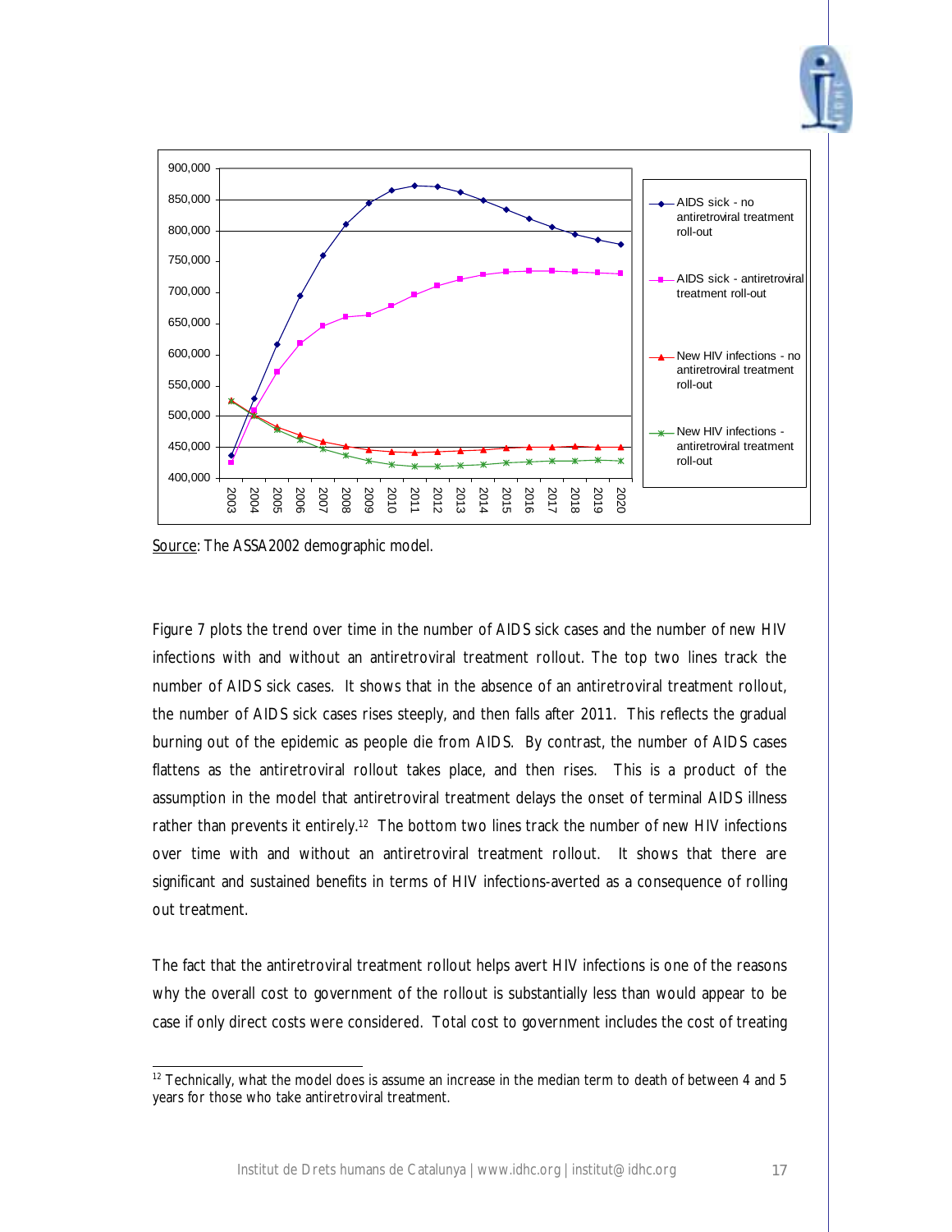Source: The ASSA2002 demographic model.

Figure 7 plots the trend over time in the number of AIDS sick cases and the number of new HIV infections with and without an antiretroviral treatment rollout. The top two lines track the number of AIDS sick cases. It shows that in the absence of an antiretroviral treatment rollout, the number of AIDS sick cases rises steeply, and then falls after 2011. This reflects the gradual burning out of the epidemic as people die from AIDS. By contrast, the number of AIDS cases flattens as the antiretroviral rollout takes place, and then rises. This is a product of the assumption in the model that antiretroviral treatment delays the onset of terminal AIDS illness rather than prevents it entirely.[12] The bottom two lines track the number of new HIV infections over time with and without an antiretroviral treatment rollout. It shows that there are significant and sustained benefits in terms of HIV infections-averted as a consequence of rolling out treatment.

The fact that the antiretroviral treatment rollout helps avert HIV infections is one of the reasons why the overall cost to government of the rollout is substantially less than would appear to be case if only direct costs were considered. Total cost to government includes the cost of treating

[12] Technically, what the model does is assume an increase in the median term to death of between 4 and 5 years for those who take antiretroviral treatment.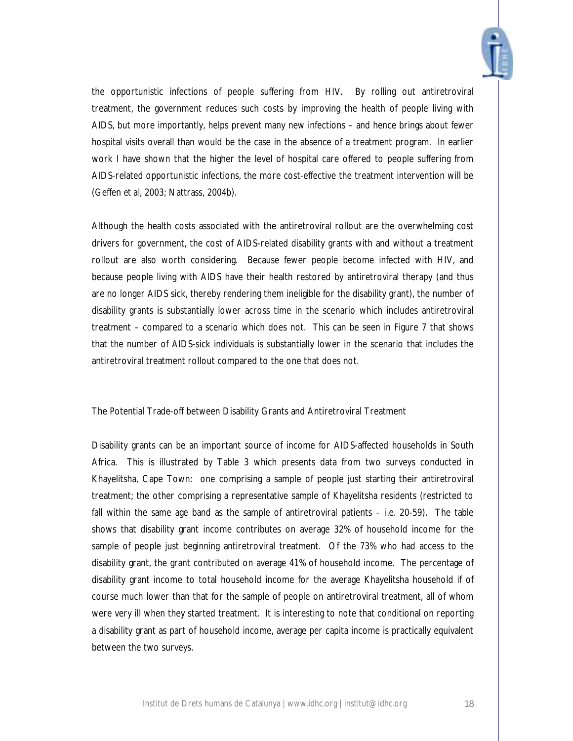the opportunistic infections of people suffering from HIV. By rolling out antiretroviral treatment, the government reduces such costs by improving the health of people living with AIDS, but more importantly, helps prevent many new infections – and hence brings about fewer hospital visits overall than would be the case in the absence of a treatment program. In earlier work I have shown that the higher the level of hospital care offered to people suffering from AIDS-related opportunistic infections, the more cost-effective the treatment intervention will be (Geffen et al, 2003; Nattrass, 2004b).

Although the health costs associated with the antiretroviral rollout are the overwhelming cost drivers for government, the cost of AIDS-related disability grants with and without a treatment rollout are also worth considering. Because fewer people become infected with HIV, and because people living with AIDS have their health restored by antiretroviral therapy (and thus are no longer AIDS sick, thereby rendering them ineligible for the disability grant), the number of disability grants is substantially lower across time in the scenario which includes antiretroviral treatment – compared to a scenario which does not. This can be seen in Figure 7 that shows that the number of AIDS-sick individuals is substantially lower in the scenario that includes the antiretroviral treatment rollout compared to the one that does not.

### The Potential Trade-off between Disability Grants and Antiretroviral Treatment

Disability grants can be an important source of income for AIDS-affected households in South Africa. This is illustrated by Table 3 which presents data from two surveys conducted in Khayelitsha, Cape Town: one comprising a sample of people just starting their antiretroviral treatment; the other comprising a representative sample of Khayelitsha residents (restricted to fall within the same age band as the sample of antiretroviral patients – i.e. 20-59). The table shows that disability grant income contributes on average 32% of household income for the sample of people just beginning antiretroviral treatment. Of the 73% who had access to the disability grant, the grant contributed on average 41% of household income. The percentage of disability grant income to total household income for the average Khayelitsha household if of course much lower than that for the sample of people on antiretroviral treatment, all of whom were very ill when they started treatment. It is interesting to note that conditional on reporting a disability grant as part of household income, average per capita income is practically equivalent between the two surveys.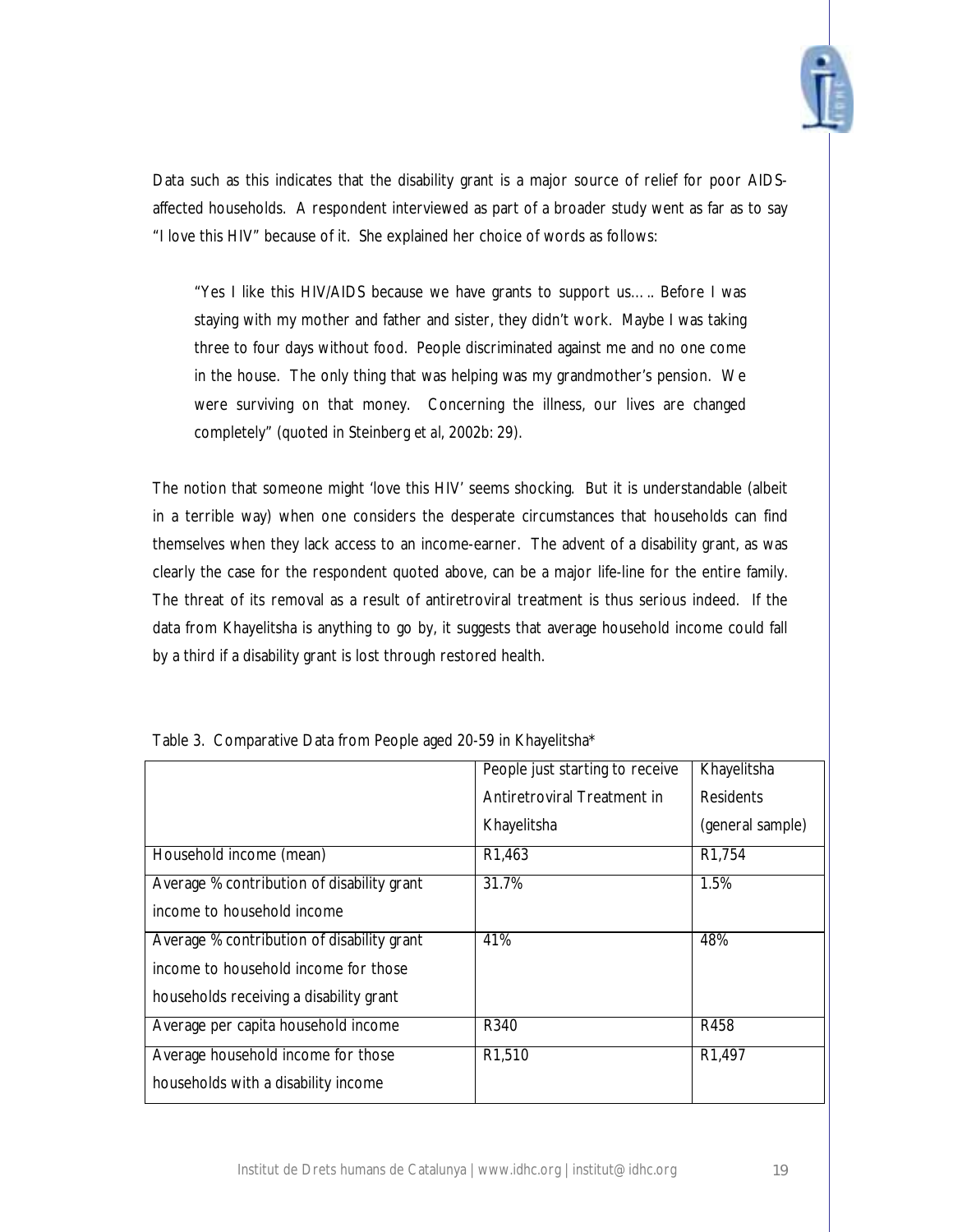Data such as this indicates that the disability grant is a major source of relief for poor AIDS-affected households. A respondent interviewed as part of a broader study went as far as to say "I love this HIV" because of it. She explained her choice of words as follows:

> "Yes I like this HIV/AIDS because we have grants to support us….. Before I was staying with my mother and father and sister, they didn't work. Maybe I was taking three to four days without food. People discriminated against me and no one come in the house. The only thing that was helping was my grandmother's pension. We were surviving on that money. Concerning the illness, our lives are changed completely" (quoted in Steinberg *et al*, 2002b: 29).

The notion that someone might 'love this HIV' seems shocking. But it is understandable (albeit in a terrible way) when one considers the desperate circumstances that households can find themselves when they lack access to an income-earner. The advent of a disability grant, as was clearly the case for the respondent quoted above, can be a major life-line for the entire family. The threat of its removal as a result of antiretroviral treatment is thus serious indeed. If the data from Khayelitsha is anything to go by, it suggests that average household income could fall by a third if a disability grant is lost through restored health.

Table 3. Comparative Data from People aged 20-59 in Khayelitsha*

| | People just starting to receive Antiretroviral Treatment in Khayelitsha | Khayelitsha Residents (general sample) |
|---|---|---|
| Household income (mean) | R1,463 | R1,754 |
| Average % contribution of disability grant income to household income | 31.7% | 1.5% |
| Average % contribution of disability grant income to household income for those households receiving a disability grant | 41% | 48% |
| Average per capita household income | R340 | R458 |
| Average household income for those households with a disability income | R1,510 | R1,497 |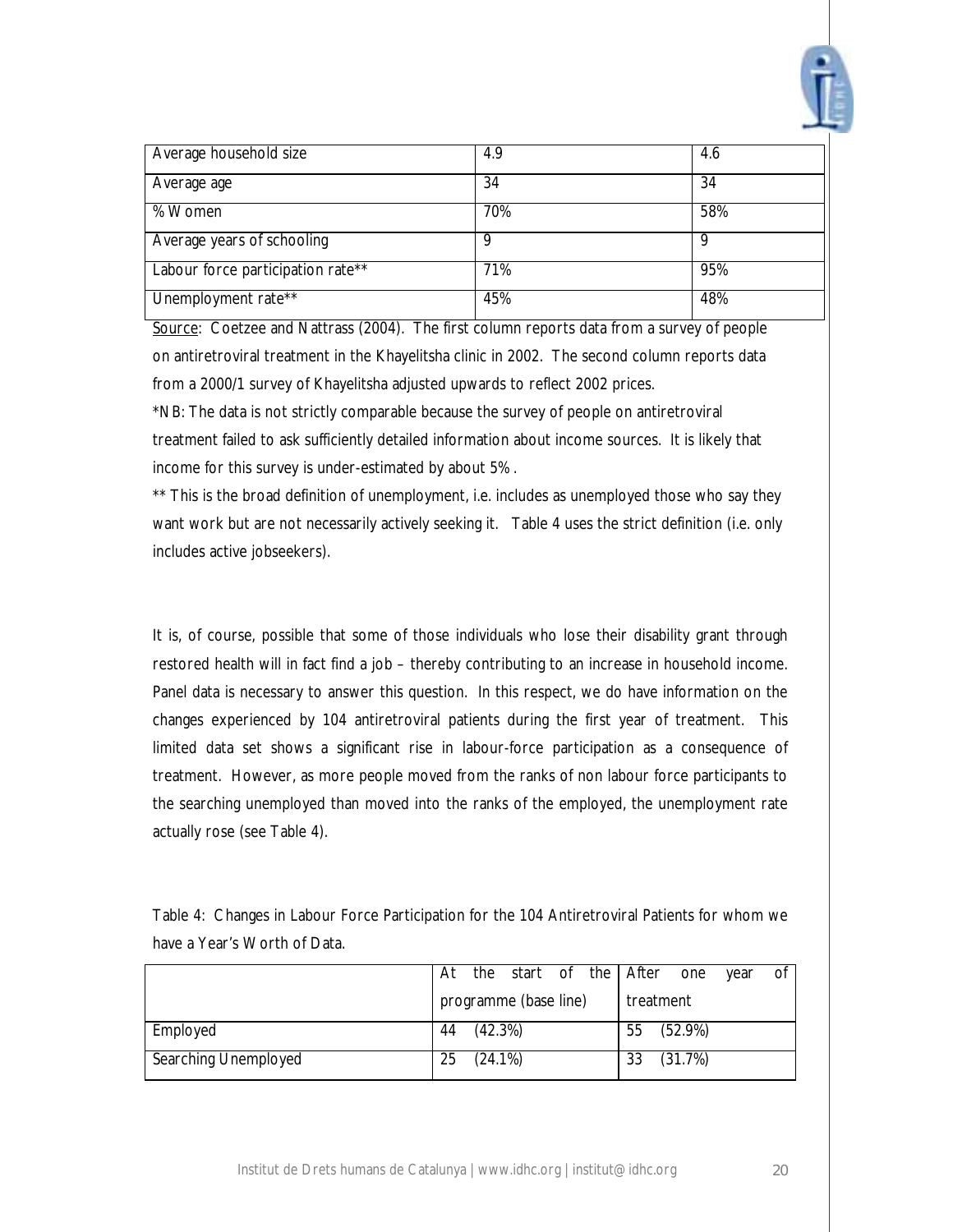| | | |
|---|---|---|
| Average household size | 4.9 | 4.6 |
| Average age | 34 | 34 |
| % Women | 70% | 58% |
| Average years of schooling | 9 | 9 |
| Labour force participation rate** | 71% | 95% |
| Unemployment rate** | 45% | 48% |

Source: Coetzee and Nattrass (2004). The first column reports data from a survey of people on antiretroviral treatment in the Khayelitsha clinic in 2002. The second column reports data from a 2000/1 survey of Khayelitsha adjusted upwards to reflect 2002 prices.

*NB: The data is not strictly comparable because the survey of people on antiretroviral treatment failed to ask sufficiently detailed information about income sources. It is likely that income for this survey is under-estimated by about 5%.

** This is the broad definition of unemployment, i.e. includes as unemployed those who say they want work but are not necessarily actively seeking it. Table 4 uses the strict definition (i.e. only includes active jobseekers).

It is, of course, possible that some of those individuals who lose their disability grant through restored health will in fact find a job – thereby contributing to an increase in household income. Panel data is necessary to answer this question. In this respect, we do have information on the changes experienced by 104 antiretroviral patients during the first year of treatment. This limited data set shows a significant rise in labour-force participation as a consequence of treatment. However, as more people moved from the ranks of non labour force participants to the searching unemployed than moved into the ranks of the employed, the unemployment rate actually rose (see Table 4).

Table 4: Changes in Labour Force Participation for the 104 Antiretroviral Patients for whom we have a Year's Worth of Data.

| | At the start of the programme (base line) | After one year of treatment |
|---|---|---|
| Employed | 44 (42.3%) | 55 (52.9%) |
| Searching Unemployed | 25 (24.1%) | 33 (31.7%) |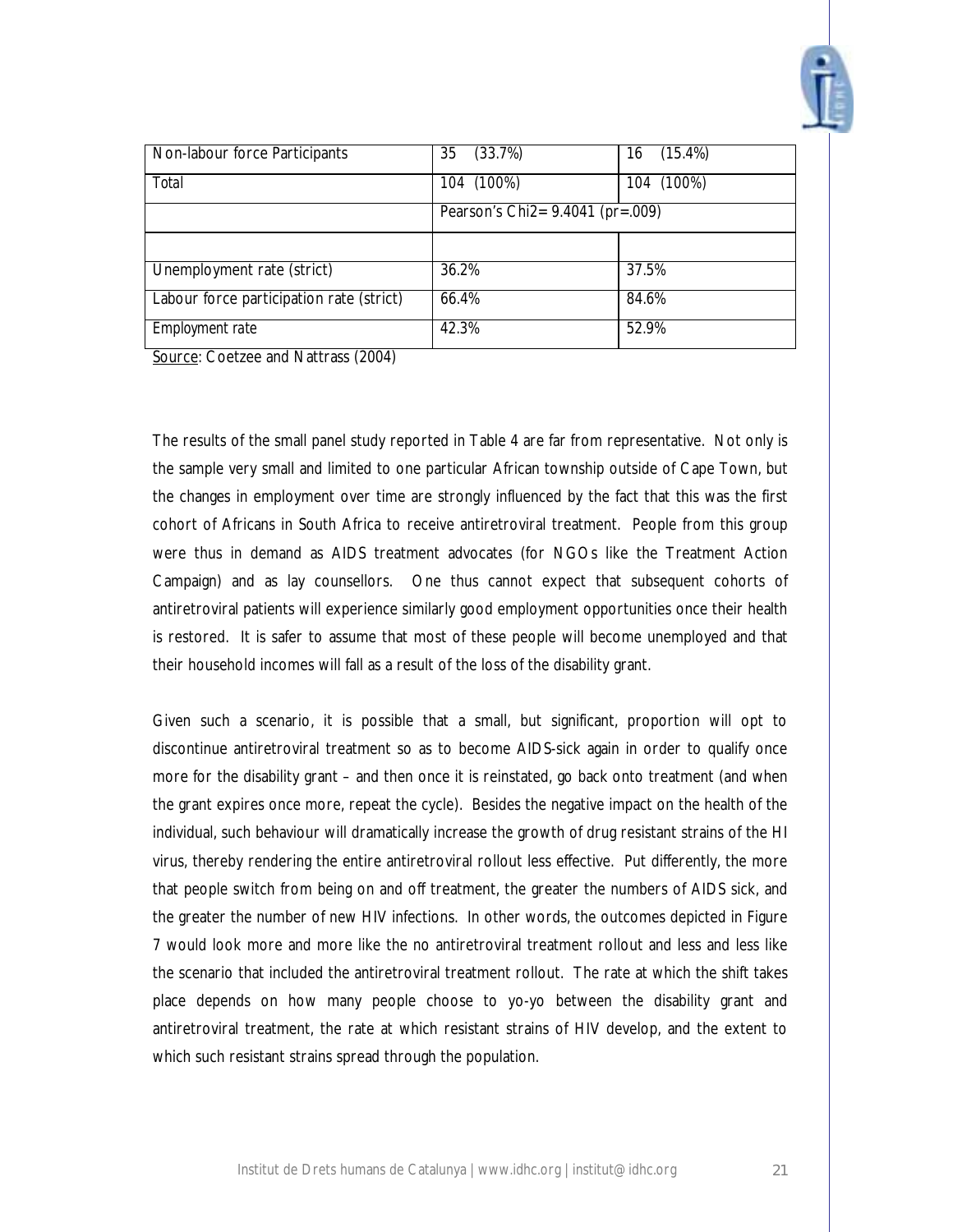| Non-labour force Participants | 35 (33.7%) | 16 (15.4%) |
| --- | --- | --- |
| Total | 104 (100%) | 104 (100%) |
| | Pearson's Chi2= 9.4041 (pr=.009) | |
| | | |
| Unemployment rate (strict) | 36.2% | 37.5% |
| Labour force participation rate (strict) | 66.4% | 84.6% |
| Employment rate | 42.3% | 52.9% |

Source: Coetzee and Nattrass (2004)

The results of the small panel study reported in Table 4 are far from representative. Not only is the sample very small and limited to one particular African township outside of Cape Town, but the changes in employment over time are strongly influenced by the fact that this was the first cohort of Africans in South Africa to receive antiretroviral treatment. People from this group were thus in demand as AIDS treatment advocates (for NGOs like the Treatment Action Campaign) and as lay counsellors. One thus cannot expect that subsequent cohorts of antiretroviral patients will experience similarly good employment opportunities once their health is restored. It is safer to assume that most of these people will become unemployed and that their household incomes will fall as a result of the loss of the disability grant.

Given such a scenario, it is possible that a small, but significant, proportion will opt to discontinue antiretroviral treatment so as to become AIDS-sick again in order to qualify once more for the disability grant – and then once it is reinstated, go back onto treatment (and when the grant expires once more, repeat the cycle). Besides the negative impact on the health of the individual, such behaviour will dramatically increase the growth of drug resistant strains of the HI virus, thereby rendering the entire antiretroviral rollout less effective. Put differently, the more that people switch from being on and off treatment, the greater the numbers of AIDS sick, and the greater the number of new HIV infections. In other words, the outcomes depicted in Figure 7 would look more and more like the no antiretroviral treatment rollout and less and less like the scenario that included the antiretroviral treatment rollout. The rate at which the shift takes place depends on how many people choose to yo-yo between the disability grant and antiretroviral treatment, the rate at which resistant strains of HIV develop, and the extent to which such resistant strains spread through the population.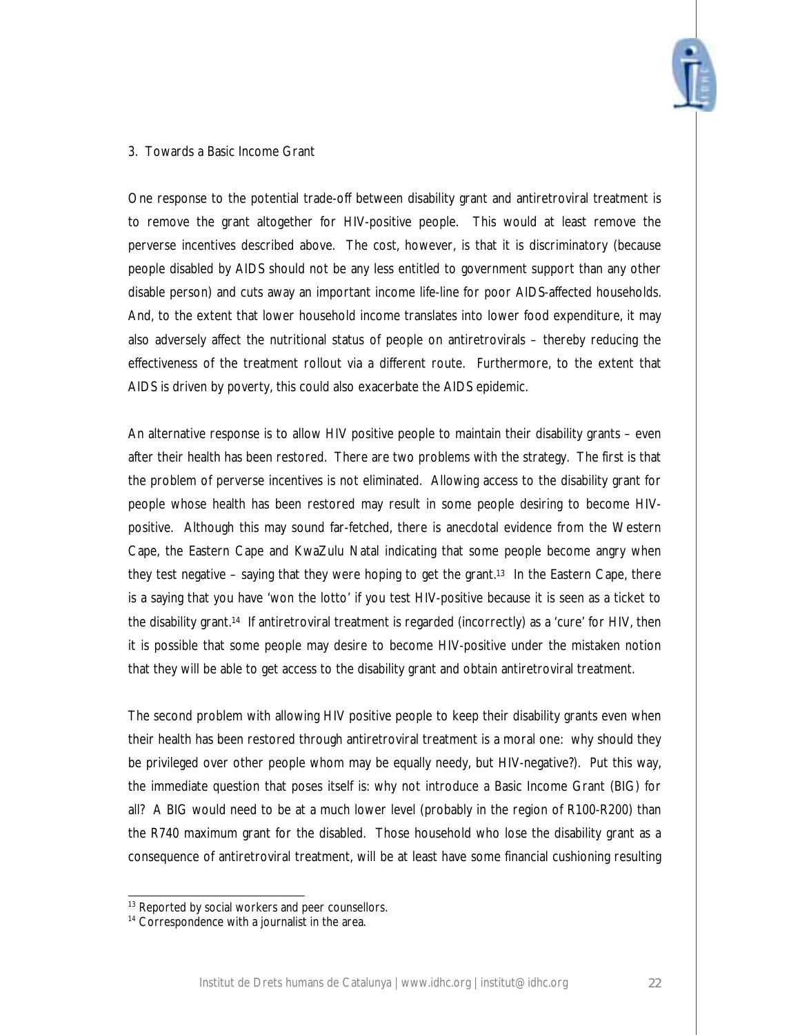## 3. Towards a Basic Income Grant

One response to the potential trade-off between disability grant and antiretroviral treatment is to remove the grant altogether for HIV-positive people. This would at least remove the perverse incentives described above. The cost, however, is that it is discriminatory (because people disabled by AIDS should not be any less entitled to government support than any other disable person) and cuts away an important income life-line for poor AIDS-affected households. And, to the extent that lower household income translates into lower food expenditure, it may also adversely affect the nutritional status of people on antiretrovirals – thereby reducing the effectiveness of the treatment rollout via a different route. Furthermore, to the extent that AIDS is driven by poverty, this could also exacerbate the AIDS epidemic.

An alternative response is to allow HIV positive people to maintain their disability grants – even after their health has been restored. There are two problems with the strategy. The first is that the problem of perverse incentives is not eliminated. Allowing access to the disability grant for people whose health has been restored may result in some people desiring to become HIV-positive. Although this may sound far-fetched, there is anecdotal evidence from the Western Cape, the Eastern Cape and KwaZulu Natal indicating that some people become angry when they test negative – saying that they were hoping to get the grant.[13] In the Eastern Cape, there is a saying that you have 'won the lotto' if you test HIV-positive because it is seen as a ticket to the disability grant.[14] If antiretroviral treatment is regarded (incorrectly) as a 'cure' for HIV, then it is possible that some people may desire to become HIV-positive under the mistaken notion that they will be able to get access to the disability grant and obtain antiretroviral treatment.

The second problem with allowing HIV positive people to keep their disability grants even when their health has been restored through antiretroviral treatment is a moral one: why should they be privileged over other people whom may be equally needy, but HIV-negative?). Put this way, the immediate question that poses itself is: why not introduce a Basic Income Grant (BIG) for all? A BIG would need to be at a much lower level (probably in the region of R100-R200) than the R740 maximum grant for the disabled. Those household who lose the disability grant as a consequence of antiretroviral treatment, will be at least have some financial cushioning resulting

---

[13] Reported by social workers and peer counsellors.

[14] Correspondence with a journalist in the area.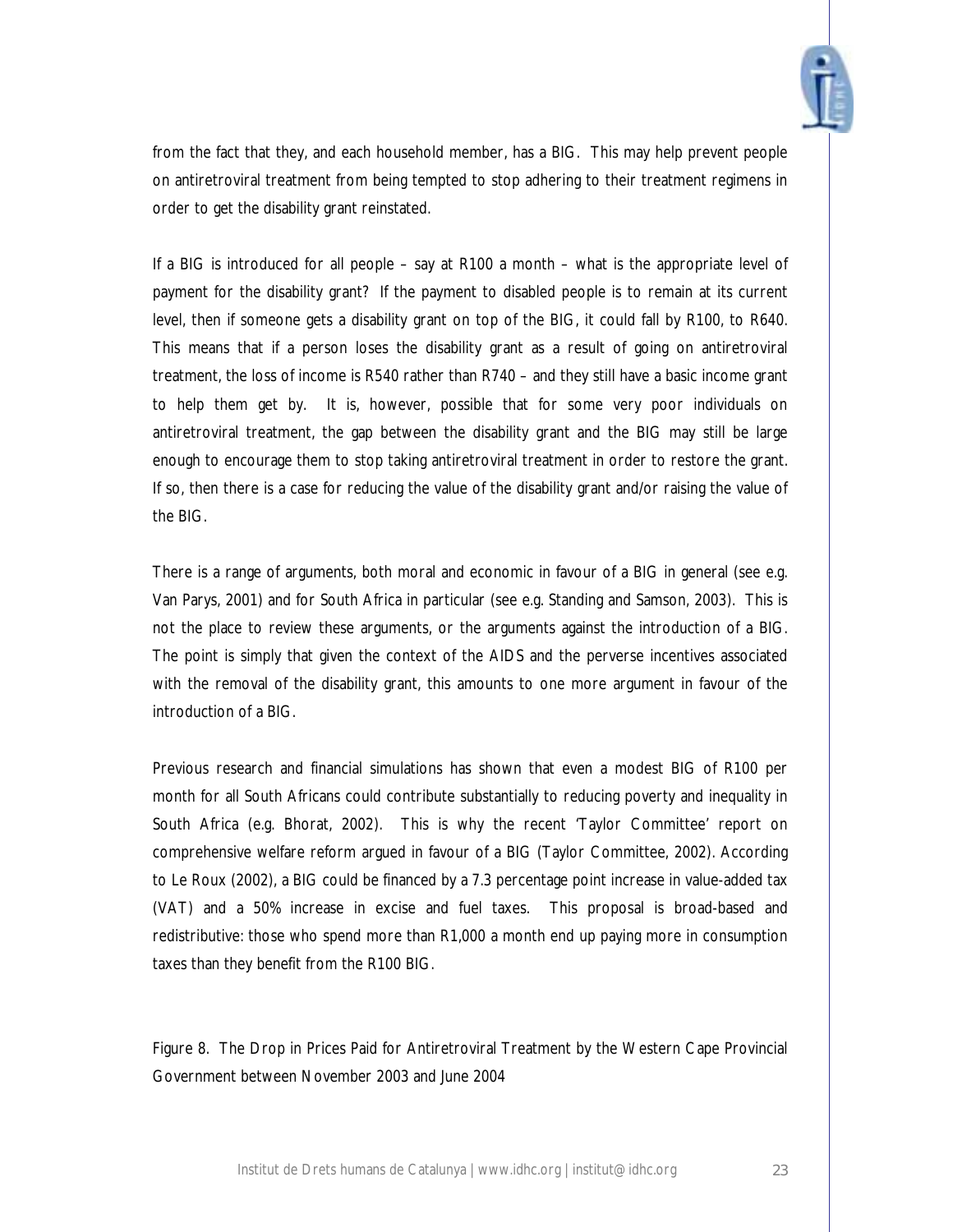from the fact that they, and each household member, has a BIG. This may help prevent people on antiretroviral treatment from being tempted to stop adhering to their treatment regimens in order to get the disability grant reinstated.

If a BIG is introduced for all people – say at R100 a month – what is the appropriate level of payment for the disability grant? If the payment to disabled people is to remain at its current level, then if someone gets a disability grant on top of the BIG, it could fall by R100, to R640. This means that if a person loses the disability grant as a result of going on antiretroviral treatment, the loss of income is R540 rather than R740 – and they still have a basic income grant to help them get by. It is, however, possible that for some very poor individuals on antiretroviral treatment, the gap between the disability grant and the BIG may still be large enough to encourage them to stop taking antiretroviral treatment in order to restore the grant. If so, then there is a case for reducing the value of the disability grant and/or raising the value of the BIG.

There is a range of arguments, both moral and economic in favour of a BIG in general (see e.g. Van Parys, 2001) and for South Africa in particular (see e.g. Standing and Samson, 2003). This is not the place to review these arguments, or the arguments against the introduction of a BIG. The point is simply that given the context of the AIDS and the perverse incentives associated with the removal of the disability grant, this amounts to one more argument in favour of the introduction of a BIG.

Previous research and financial simulations has shown that even a modest BIG of R100 per month for all South Africans could contribute substantially to reducing poverty and inequality in South Africa (e.g. Bhorat, 2002). This is why the recent 'Taylor Committee' report on comprehensive welfare reform argued in favour of a BIG (Taylor Committee, 2002). According to Le Roux (2002), a BIG could be financed by a 7.3 percentage point increase in value-added tax (VAT) and a 50% increase in excise and fuel taxes. This proposal is broad-based and redistributive: those who spend more than R1,000 a month end up paying more in consumption taxes than they benefit from the R100 BIG.

Figure 8. The Drop in Prices Paid for Antiretroviral Treatment by the Western Cape Provincial Government between November 2003 and June 2004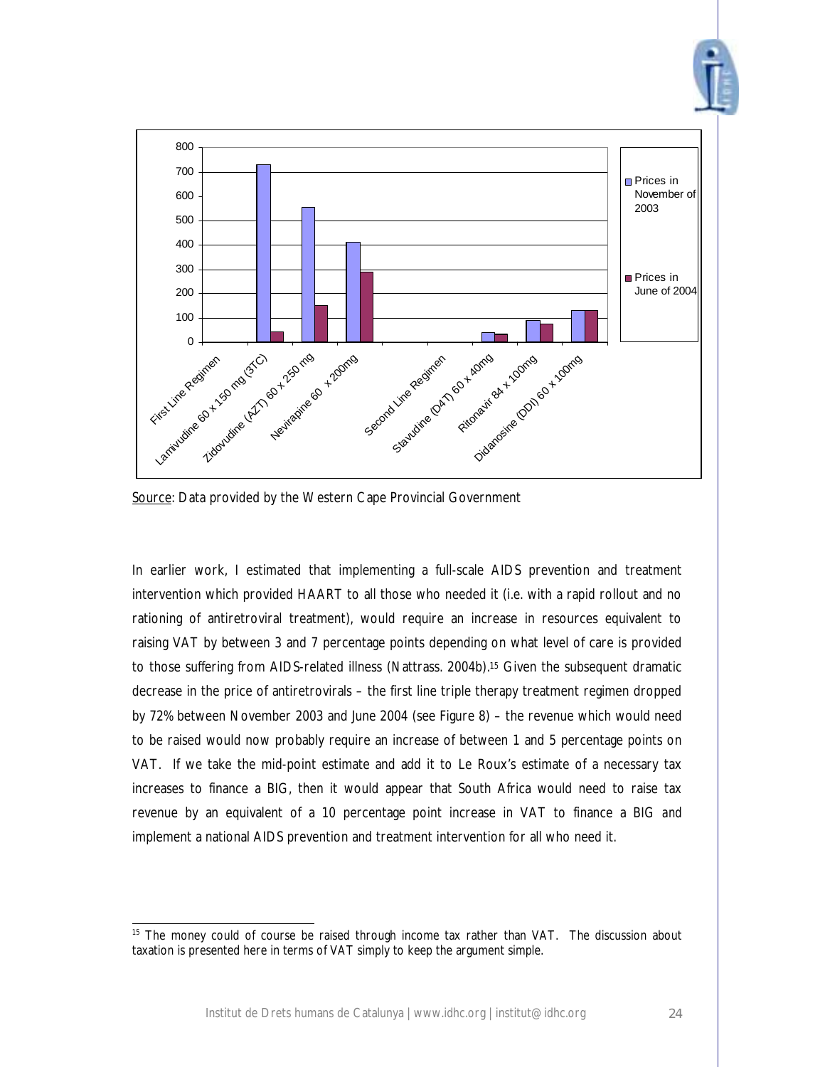Source: Data provided by the Western Cape Provincial Government

In earlier work, I estimated that implementing a full-scale AIDS prevention and treatment intervention which provided HAART to all those who needed it (i.e. with a rapid rollout and no rationing of antiretroviral treatment), would require an increase in resources equivalent to raising VAT by between 3 and 7 percentage points depending on what level of care is provided to those suffering from AIDS-related illness (Nattrass. 2004b).[15] Given the subsequent dramatic decrease in the price of antiretrovirals – the first line triple therapy treatment regimen dropped by 72% between November 2003 and June 2004 (see Figure 8) – the revenue which would need to be raised would now probably require an increase of between 1 and 5 percentage points on VAT. If we take the mid-point estimate and add it to Le Roux's estimate of a necessary tax increases to finance a BIG, then it would appear that South Africa would need to raise tax revenue by an equivalent of a 10 percentage point increase in VAT to finance a BIG and implement a national AIDS prevention and treatment intervention for all who need it.

---

[15] The money could of course be raised through income tax rather than VAT. The discussion about taxation is presented here in terms of VAT simply to keep the argument simple.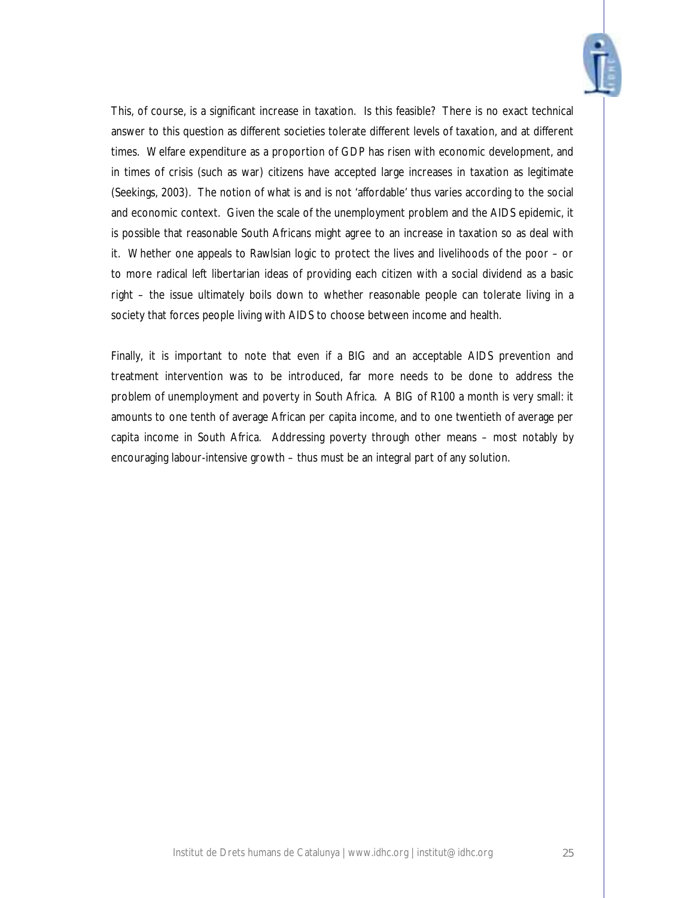This, of course, is a significant increase in taxation. Is this feasible? There is no exact technical answer to this question as different societies tolerate different levels of taxation, and at different times. Welfare expenditure as a proportion of GDP has risen with economic development, and in times of crisis (such as war) citizens have accepted large increases in taxation as legitimate (Seekings, 2003). The notion of what is and is not 'affordable' thus varies according to the social and economic context. Given the scale of the unemployment problem and the AIDS epidemic, it is possible that reasonable South Africans might agree to an increase in taxation so as deal with it. Whether one appeals to Rawlsian logic to protect the lives and livelihoods of the poor – or to more radical left libertarian ideas of providing each citizen with a social dividend as a basic right – the issue ultimately boils down to whether reasonable people can tolerate living in a society that forces people living with AIDS to choose between income and health.

Finally, it is important to note that even if a BIG and an acceptable AIDS prevention and treatment intervention was to be introduced, far more needs to be done to address the problem of unemployment and poverty in South Africa. A BIG of R100 a month is very small: it amounts to one tenth of average African per capita income, and to one twentieth of average per capita income in South Africa. Addressing poverty through other means – most notably by encouraging labour-intensive growth – thus must be an integral part of any solution.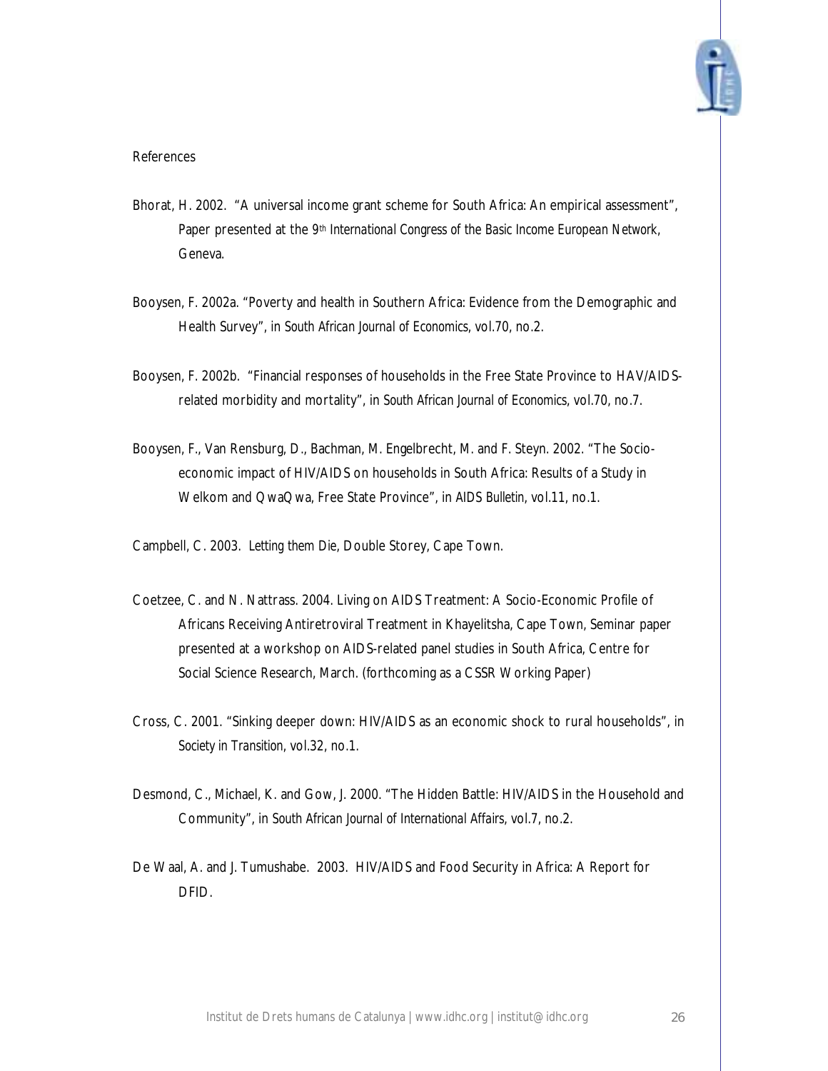References

Bhorat, H. 2002. "A universal income grant scheme for South Africa: An empirical assessment", Paper presented at the 9th *International Congress of the Basic Income European Network*, Geneva.

Booysen, F. 2002a. "Poverty and health in Southern Africa: Evidence from the Demographic and Health Survey", in *South African Journal of Economics*, vol.70, no.2.

Booysen, F. 2002b. "Financial responses of households in the Free State Province to HAV/AIDS-related morbidity and mortality", in *South African Journal of Economics*, vol.70, no.7.

Booysen, F., Van Rensburg, D., Bachman, M. Engelbrecht, M. and F. Steyn. 2002. "The Socio-economic impact of HIV/AIDS on households in South Africa: Results of a Study in Welkom and QwaQwa, Free State Province", in *AIDS Bulletin*, vol.11, no.1.

Campbell, C. 2003. *Letting them Die*, Double Storey, Cape Town.

Coetzee, C. and N. Nattrass. 2004. Living on AIDS Treatment: A Socio-Economic Profile of Africans Receiving Antiretroviral Treatment in Khayelitsha, Cape Town, Seminar paper presented at a workshop on AIDS-related panel studies in South Africa, Centre for Social Science Research, March. (forthcoming as a CSSR Working Paper)

Cross, C. 2001. "Sinking deeper down: HIV/AIDS as an economic shock to rural households", in *Society in Transition*, vol.32, no.1.

Desmond, C., Michael, K. and Gow, J. 2000. "The Hidden Battle: HIV/AIDS in the Household and Community", in *South African Journal of International Affairs*, vol.7, no.2.

De Waal, A. and J. Tumushabe. 2003. *HIV/AIDS and Food Security in Africa: A Report for DFID*.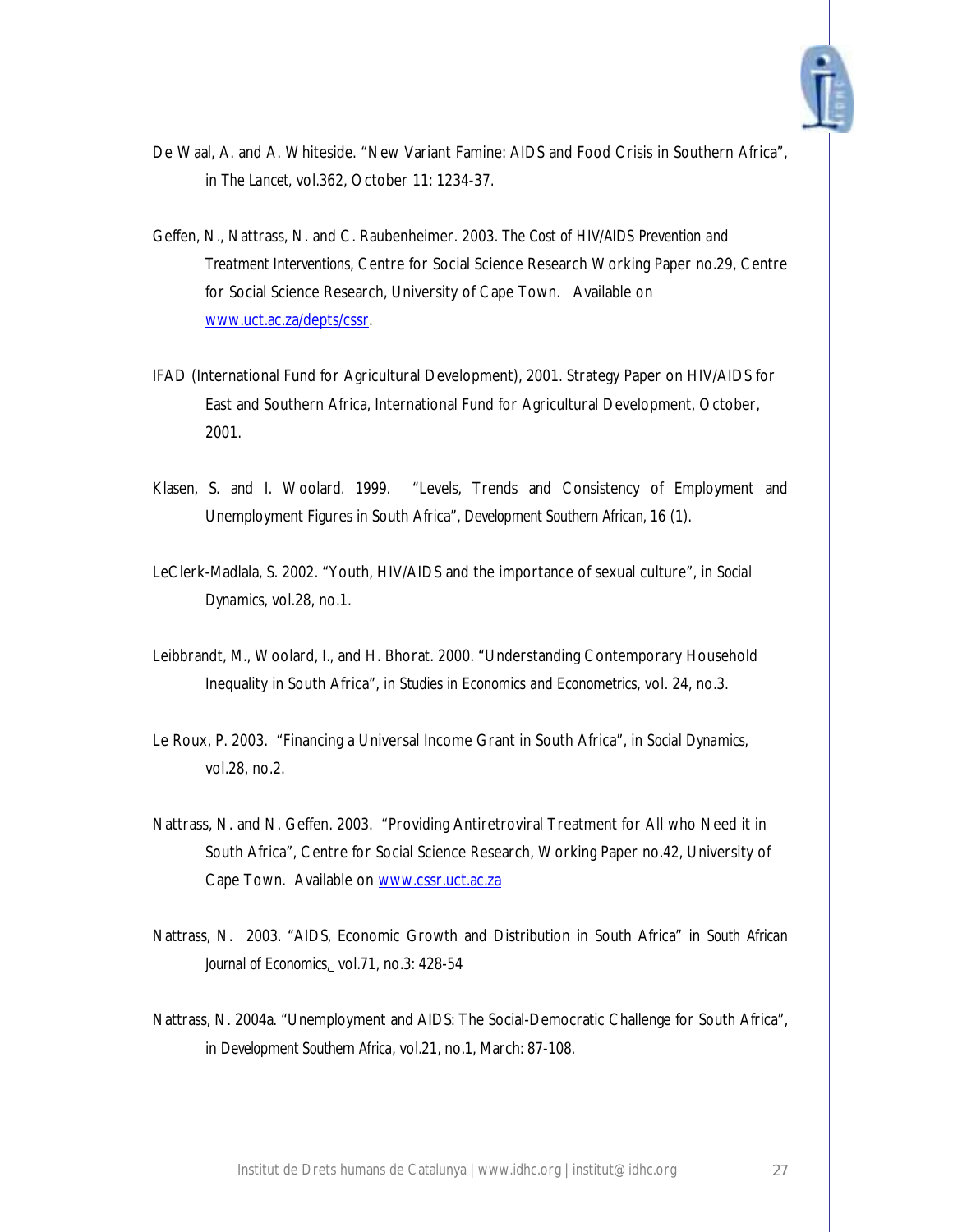De Waal, A. and A. Whiteside. "New Variant Famine: AIDS and Food Crisis in Southern Africa", in *The Lancet*, vol.362, October 11: 1234-37.

Geffen, N., Nattrass, N. and C. Raubenheimer. 2003. *The Cost of HIV/AIDS Prevention and Treatment Interventions*, Centre for Social Science Research Working Paper no.29, Centre for Social Science Research, University of Cape Town. Available on www.uct.ac.za/depts/cssr.

IFAD (International Fund for Agricultural Development), 2001. Strategy Paper on HIV/AIDS for East and Southern Africa, International Fund for Agricultural Development, October, 2001.

Klasen, S. and I. Woolard. 1999. "Levels, Trends and Consistency of Employment and Unemployment Figures in South Africa", *Development Southern African*, 16 (1).

LeClerk-Madlala, S. 2002. "Youth, HIV/AIDS and the importance of sexual culture", in *Social Dynamics*, vol.28, no.1.

Leibbrandt, M., Woolard, I., and H. Bhorat. 2000. "Understanding Contemporary Household Inequality in South Africa", in *Studies in Economics and Econometrics*, vol. 24, no.3.

Le Roux, P. 2003. "Financing a Universal Income Grant in South Africa", in *Social Dynamics*, vol.28, no.2.

Nattrass, N. and N. Geffen. 2003. "Providing Antiretroviral Treatment for All who Need it in South Africa", Centre for Social Science Research, Working Paper no.42, University of Cape Town. Available on www.cssr.uct.ac.za

Nattrass, N. 2003. "AIDS, Economic Growth and Distribution in South Africa" in *South African Journal of Economics*, vol.71, no.3: 428-54

Nattrass, N. 2004a. "Unemployment and AIDS: The Social-Democratic Challenge for South Africa", in *Development Southern Africa*, vol.21, no.1, March: 87-108.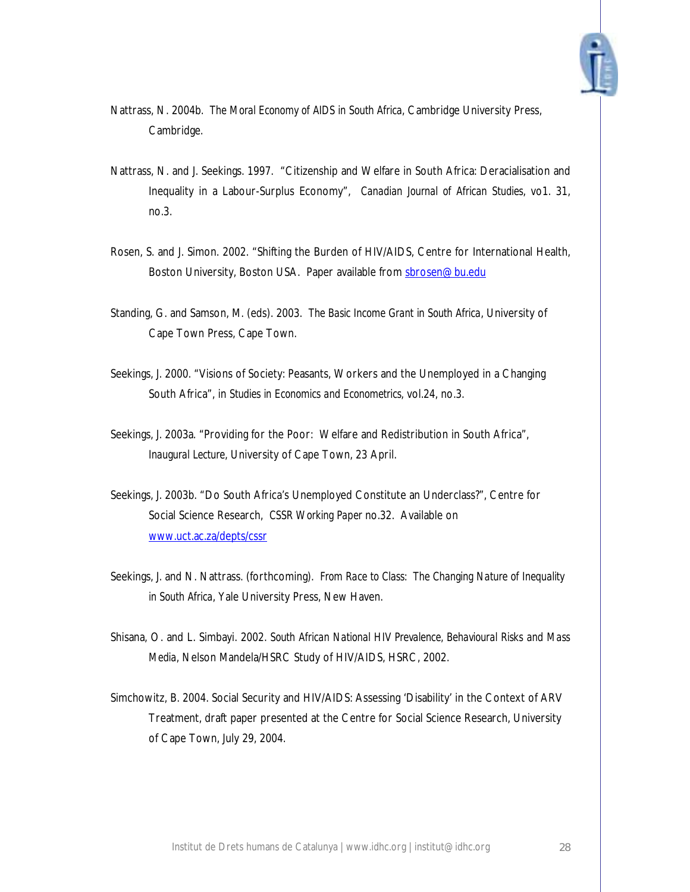Nattrass, N. 2004b. *The Moral Economy of AIDS in South Africa*, Cambridge University Press, Cambridge.

Nattrass, N. and J. Seekings. 1997. "Citizenship and Welfare in South Africa: Deracialisation and Inequality in a Labour-Surplus Economy", *Canadian Journal of African Studies*, vo1. 31, no.3.

Rosen, S. and J. Simon. 2002. "Shifting the Burden of HIV/AIDS, Centre for International Health, Boston University, Boston USA. Paper available from sbrosen@bu.edu

Standing, G. and Samson, M. (eds). 2003. *The Basic Income Grant in South Africa*, University of Cape Town Press, Cape Town.

Seekings, J. 2000. "Visions of Society: Peasants, Workers and the Unemployed in a Changing South Africa", in *Studies in Economics and Econometrics*, vol.24, no.3.

Seekings, J. 2003a. "Providing for the Poor: Welfare and Redistribution in South Africa", *Inaugural Lecture*, University of Cape Town, 23 April.

Seekings, J. 2003b. "Do South Africa's Unemployed Constitute an Underclass?", Centre for Social Science Research, *CSSR Working Paper* no.32. Available on www.uct.ac.za/depts/cssr

Seekings, J. and N. Nattrass. (forthcoming). *From Race to Class: The Changing Nature of Inequality in South Africa*, Yale University Press, New Haven.

Shisana, O. and L. Simbayi. 2002. *South African National HIV Prevalence, Behavioural Risks and Mass Media*, Nelson Mandela/HSRC Study of HIV/AIDS, HSRC, 2002.

Simchowitz, B. 2004. Social Security and HIV/AIDS: Assessing 'Disability' in the Context of ARV Treatment, draft paper presented at the Centre for Social Science Research, University of Cape Town, July 29, 2004.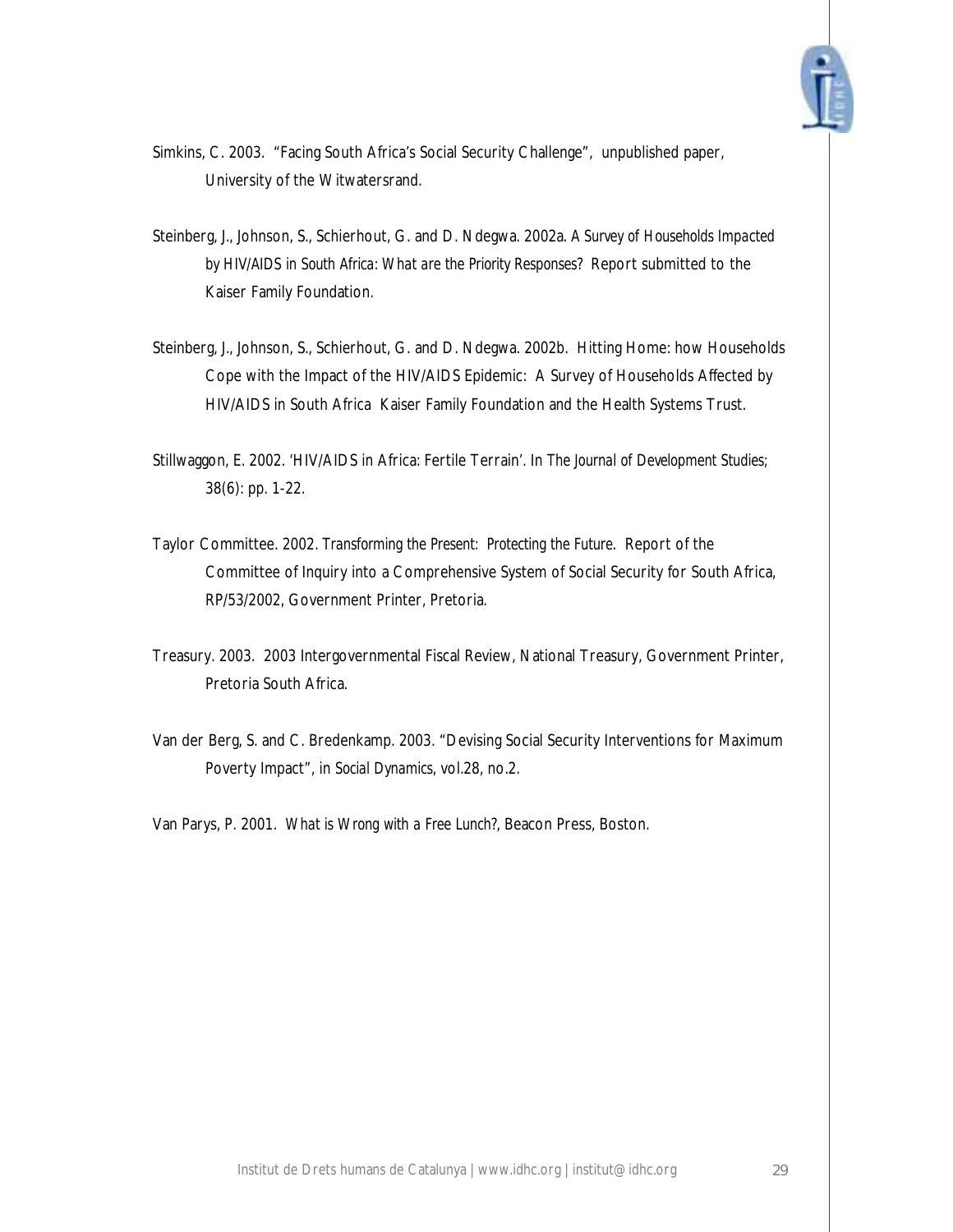Simkins, C. 2003. "Facing South Africa's Social Security Challenge", unpublished paper, University of the Witwatersrand.

Steinberg, J., Johnson, S., Schierhout, G. and D. Ndegwa. 2002a. *A Survey of Households Impacted by HIV/AIDS in South Africa: What are the Priority Responses?* Report submitted to the Kaiser Family Foundation.

Steinberg, J., Johnson, S., Schierhout, G. and D. Ndegwa. 2002b. Hitting Home: how Households Cope with the Impact of the HIV/AIDS Epidemic: A Survey of Households Affected by HIV/AIDS in South Africa Kaiser Family Foundation and the Health Systems Trust.

Stillwaggon, E. 2002. 'HIV/AIDS in Africa: Fertile Terrain'. In *The Journal of Development Studies*; 38(6): pp. 1-22.

Taylor Committee. 2002. *Transforming the Present: Protecting the Future*. Report of the Committee of Inquiry into a Comprehensive System of Social Security for South Africa, RP/53/2002, Government Printer, Pretoria.

Treasury. 2003. 2003 Intergovernmental Fiscal Review, National Treasury, Government Printer, Pretoria South Africa.

Van der Berg, S. and C. Bredenkamp. 2003. "Devising Social Security Interventions for Maximum Poverty Impact", in *Social Dynamics*, vol.28, no.2.

Van Parys, P. 2001. *What is Wrong with a Free Lunch?*, Beacon Press, Boston.